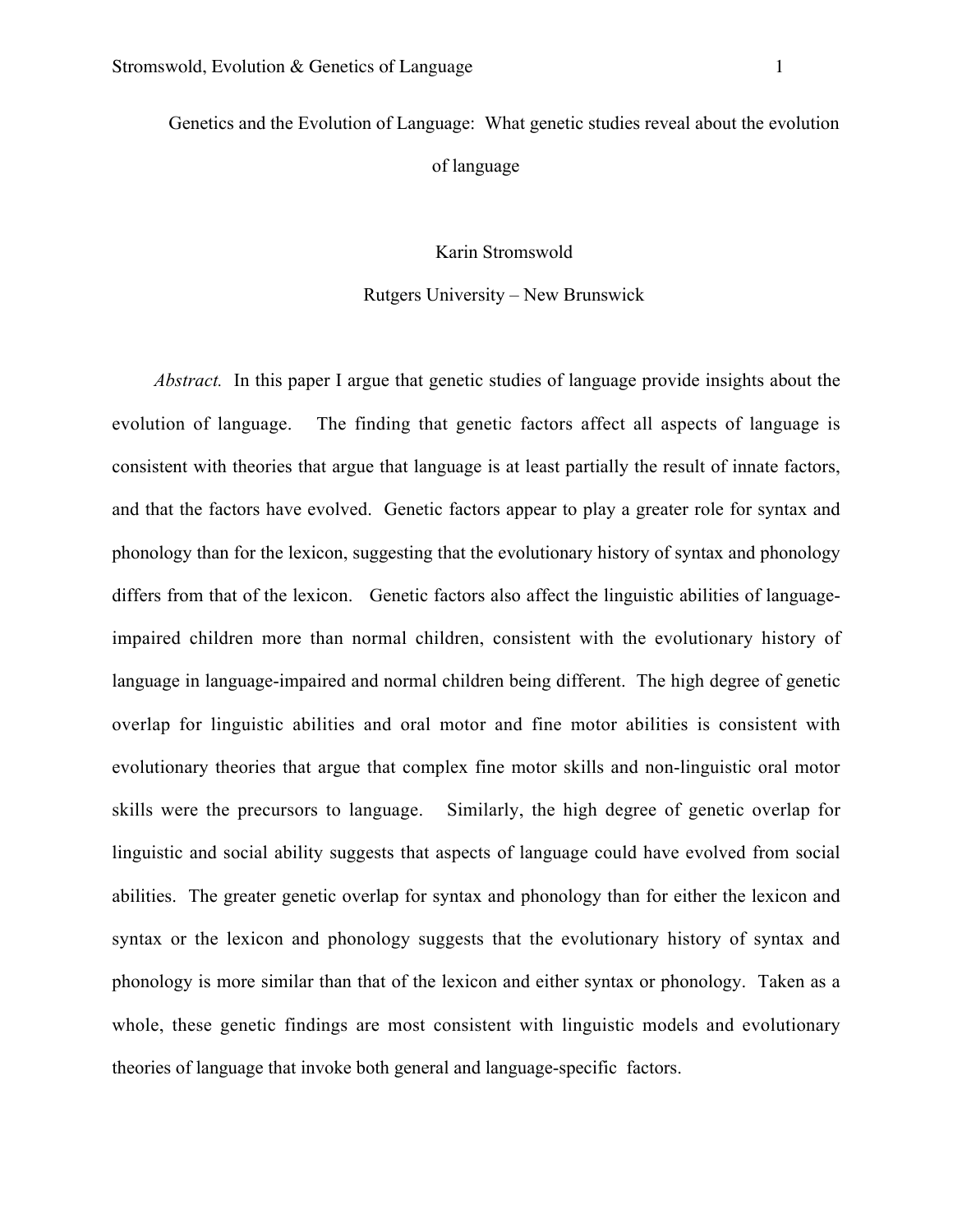# Genetics and the Evolution of Language: What genetic studies reveal about the evolution of language

Karin Stromswold

Rutgers University – New Brunswick

*Abstract.* In this paper I argue that genetic studies of language provide insights about the evolution of language. The finding that genetic factors affect all aspects of language is consistent with theories that argue that language is at least partially the result of innate factors, and that the factors have evolved. Genetic factors appear to play a greater role for syntax and phonology than for the lexicon, suggesting that the evolutionary history of syntax and phonology differs from that of the lexicon. Genetic factors also affect the linguistic abilities of language-impaired children more than normal children, consistent with the evolutionary history of language in language-impaired and normal children being different. The high degree of genetic overlap for linguistic abilities and oral motor and fine motor abilities is consistent with evolutionary theories that argue that complex fine motor skills and non-linguistic oral motor skills were the precursors to language. Similarly, the high degree of genetic overlap for linguistic and social ability suggests that aspects of language could have evolved from social abilities. The greater genetic overlap for syntax and phonology than for either the lexicon and syntax or the lexicon and phonology suggests that the evolutionary history of syntax and phonology is more similar than that of the lexicon and either syntax or phonology. Taken as a whole, these genetic findings are most consistent with linguistic models and evolutionary theories of language that invoke both general and language-specific factors.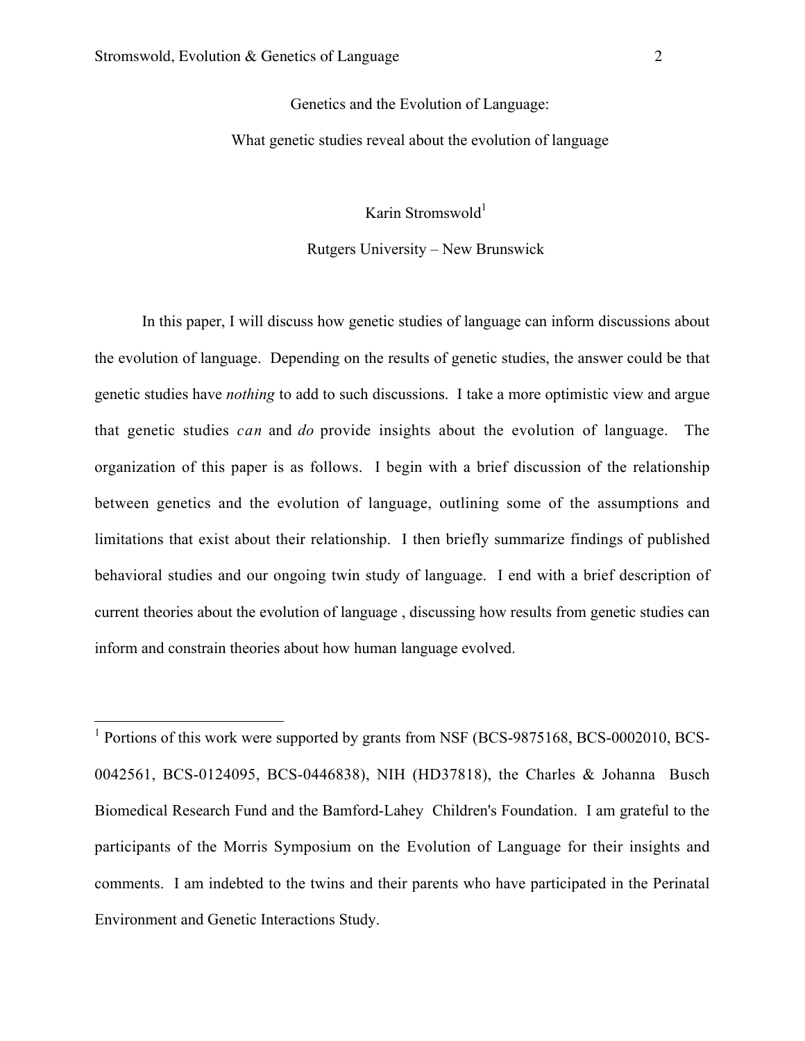# Genetics and the Evolution of Language:

## What genetic studies reveal about the evolution of language

Karin Stromswold[1]

Rutgers University – New Brunswick

In this paper, I will discuss how genetic studies of language can inform discussions about the evolution of language. Depending on the results of genetic studies, the answer could be that genetic studies have *nothing* to add to such discussions. I take a more optimistic view and argue that genetic studies *can* and *do* provide insights about the evolution of language. The organization of this paper is as follows. I begin with a brief discussion of the relationship between genetics and the evolution of language, outlining some of the assumptions and limitations that exist about their relationship. I then briefly summarize findings of published behavioral studies and our ongoing twin study of language. I end with a brief description of current theories about the evolution of language , discussing how results from genetic studies can inform and constrain theories about how human language evolved.

---

[1] Portions of this work were supported by grants from NSF (BCS-9875168, BCS-0002010, BCS-0042561, BCS-0124095, BCS-0446838), NIH (HD37818), the Charles & Johanna Busch Biomedical Research Fund and the Bamford-Lahey Children's Foundation. I am grateful to the participants of the Morris Symposium on the Evolution of Language for their insights and comments. I am indebted to the twins and their parents who have participated in the Perinatal Environment and Genetic Interactions Study.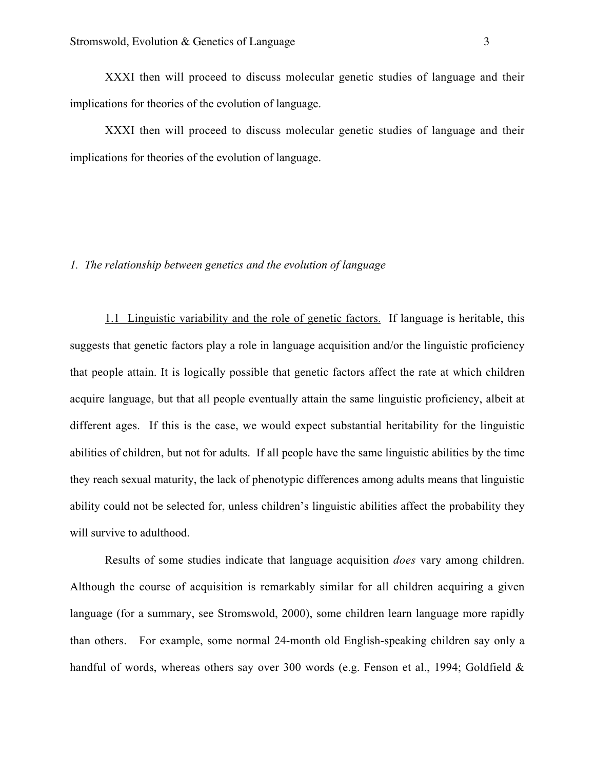XXXI then will proceed to discuss molecular genetic studies of language and their implications for theories of the evolution of language.

XXXI then will proceed to discuss molecular genetic studies of language and their implications for theories of the evolution of language.

## *1. The relationship between genetics and the evolution of language*

<u>1.1 Linguistic variability and the role of genetic factors.</u> If language is heritable, this suggests that genetic factors play a role in language acquisition and/or the linguistic proficiency that people attain. It is logically possible that genetic factors affect the rate at which children acquire language, but that all people eventually attain the same linguistic proficiency, albeit at different ages. If this is the case, we would expect substantial heritability for the linguistic abilities of children, but not for adults. If all people have the same linguistic abilities by the time they reach sexual maturity, the lack of phenotypic differences among adults means that linguistic ability could not be selected for, unless children's linguistic abilities affect the probability they will survive to adulthood.

Results of some studies indicate that language acquisition *does* vary among children. Although the course of acquisition is remarkably similar for all children acquiring a given language (for a summary, see Stromswold, 2000), some children learn language more rapidly than others. For example, some normal 24-month old English-speaking children say only a handful of words, whereas others say over 300 words (e.g. Fenson et al., 1994; Goldfield &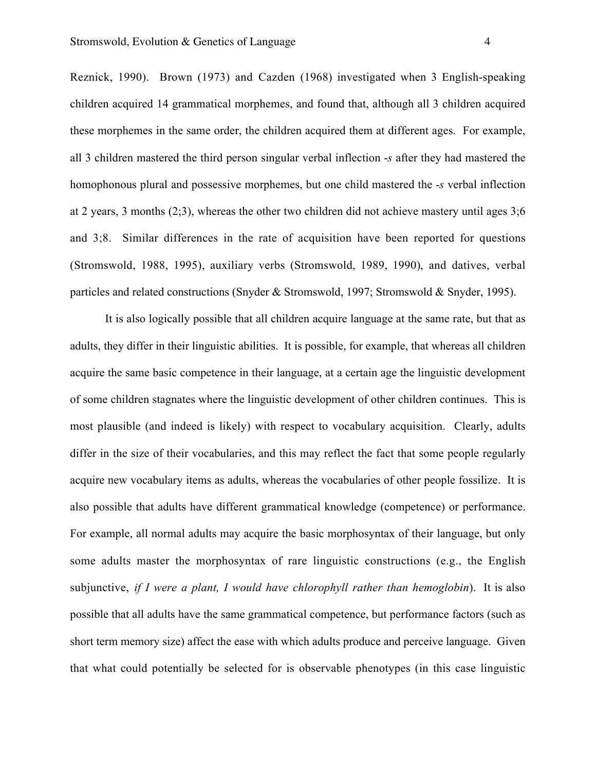Reznick, 1990). Brown (1973) and Cazden (1968) investigated when 3 English-speaking children acquired 14 grammatical morphemes, and found that, although all 3 children acquired these morphemes in the same order, the children acquired them at different ages. For example, all 3 children mastered the third person singular verbal inflection *-s* after they had mastered the homophonous plural and possessive morphemes, but one child mastered the *-s* verbal inflection at 2 years, 3 months (2;3), whereas the other two children did not achieve mastery until ages 3;6 and 3;8. Similar differences in the rate of acquisition have been reported for questions (Stromswold, 1988, 1995), auxiliary verbs (Stromswold, 1989, 1990), and datives, verbal particles and related constructions (Snyder & Stromswold, 1997; Stromswold & Snyder, 1995).

It is also logically possible that all children acquire language at the same rate, but that as adults, they differ in their linguistic abilities. It is possible, for example, that whereas all children acquire the same basic competence in their language, at a certain age the linguistic development of some children stagnates where the linguistic development of other children continues. This is most plausible (and indeed is likely) with respect to vocabulary acquisition. Clearly, adults differ in the size of their vocabularies, and this may reflect the fact that some people regularly acquire new vocabulary items as adults, whereas the vocabularies of other people fossilize. It is also possible that adults have different grammatical knowledge (competence) or performance. For example, all normal adults may acquire the basic morphosyntax of their language, but only some adults master the morphosyntax of rare linguistic constructions (e.g., the English subjunctive, *if I were a plant, I would have chlorophyll rather than hemoglobin*). It is also possible that all adults have the same grammatical competence, but performance factors (such as short term memory size) affect the ease with which adults produce and perceive language. Given that what could potentially be selected for is observable phenotypes (in this case linguistic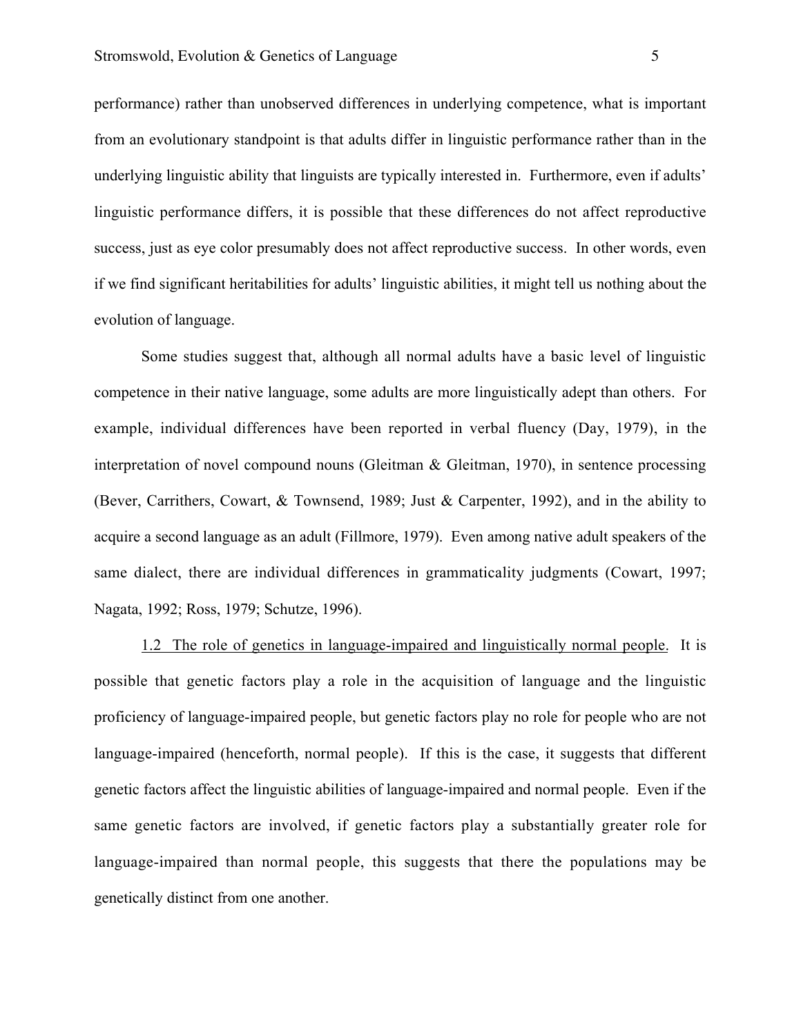performance) rather than unobserved differences in underlying competence, what is important from an evolutionary standpoint is that adults differ in linguistic performance rather than in the underlying linguistic ability that linguists are typically interested in. Furthermore, even if adults' linguistic performance differs, it is possible that these differences do not affect reproductive success, just as eye color presumably does not affect reproductive success. In other words, even if we find significant heritabilities for adults' linguistic abilities, it might tell us nothing about the evolution of language.

Some studies suggest that, although all normal adults have a basic level of linguistic competence in their native language, some adults are more linguistically adept than others. For example, individual differences have been reported in verbal fluency (Day, 1979), in the interpretation of novel compound nouns (Gleitman & Gleitman, 1970), in sentence processing (Bever, Carrithers, Cowart, & Townsend, 1989; Just & Carpenter, 1992), and in the ability to acquire a second language as an adult (Fillmore, 1979). Even among native adult speakers of the same dialect, there are individual differences in grammaticality judgments (Cowart, 1997; Nagata, 1992; Ross, 1979; Schutze, 1996).

<u>1.2 The role of genetics in language-impaired and linguistically normal people.</u> It is possible that genetic factors play a role in the acquisition of language and the linguistic proficiency of language-impaired people, but genetic factors play no role for people who are not language-impaired (henceforth, normal people). If this is the case, it suggests that different genetic factors affect the linguistic abilities of language-impaired and normal people. Even if the same genetic factors are involved, if genetic factors play a substantially greater role for language-impaired than normal people, this suggests that there the populations may be genetically distinct from one another.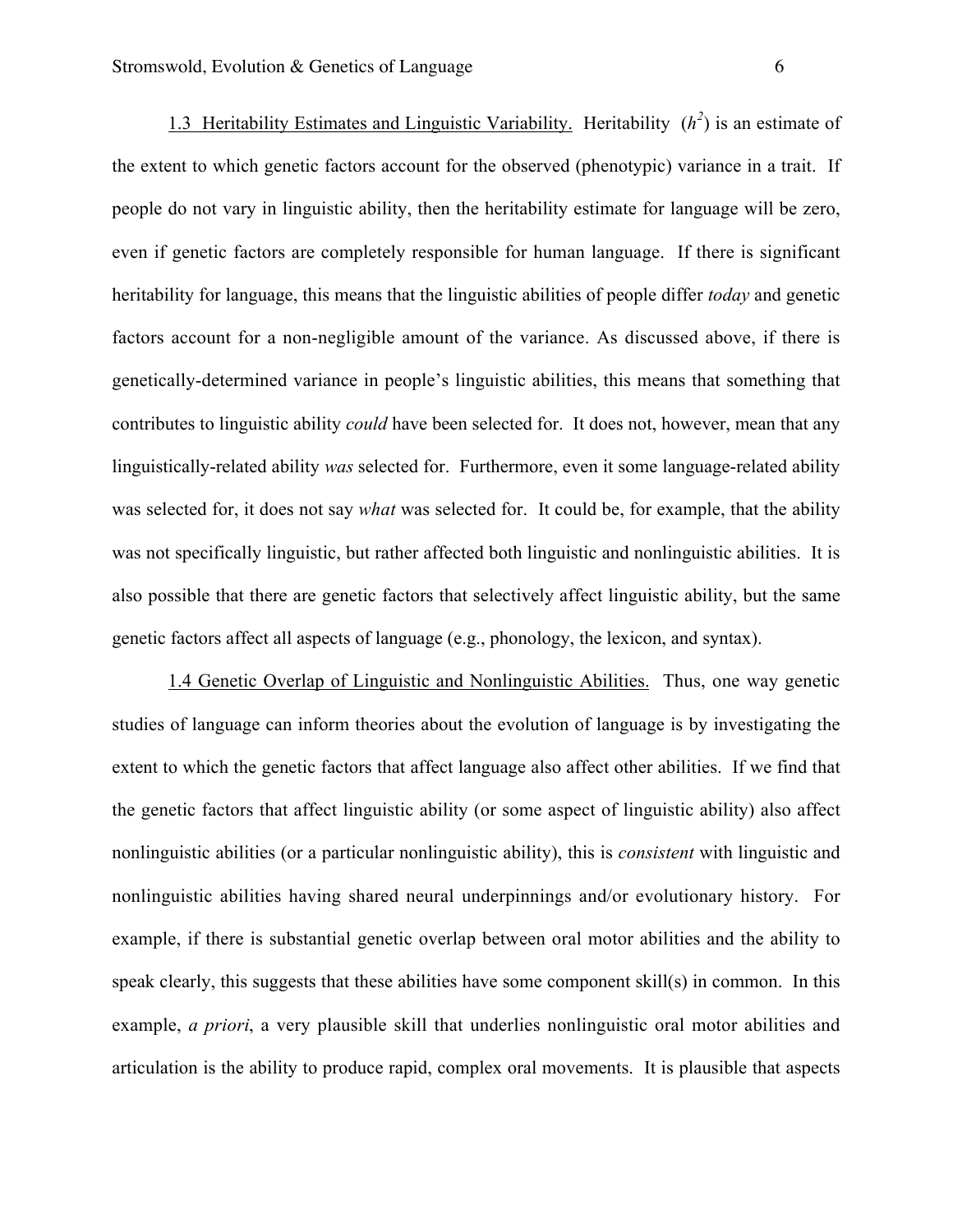1.3 Heritability Estimates and Linguistic Variability. Heritability ($h^2$) is an estimate of the extent to which genetic factors account for the observed (phenotypic) variance in a trait. If people do not vary in linguistic ability, then the heritability estimate for language will be zero, even if genetic factors are completely responsible for human language. If there is significant heritability for language, this means that the linguistic abilities of people differ *today* and genetic factors account for a non-negligible amount of the variance. As discussed above, if there is genetically-determined variance in people's linguistic abilities, this means that something that contributes to linguistic ability *could* have been selected for. It does not, however, mean that any linguistically-related ability *was* selected for. Furthermore, even it some language-related ability was selected for, it does not say *what* was selected for. It could be, for example, that the ability was not specifically linguistic, but rather affected both linguistic and nonlinguistic abilities. It is also possible that there are genetic factors that selectively affect linguistic ability, but the same genetic factors affect all aspects of language (e.g., phonology, the lexicon, and syntax).

1.4 Genetic Overlap of Linguistic and Nonlinguistic Abilities. Thus, one way genetic studies of language can inform theories about the evolution of language is by investigating the extent to which the genetic factors that affect language also affect other abilities. If we find that the genetic factors that affect linguistic ability (or some aspect of linguistic ability) also affect nonlinguistic abilities (or a particular nonlinguistic ability), this is *consistent* with linguistic and nonlinguistic abilities having shared neural underpinnings and/or evolutionary history. For example, if there is substantial genetic overlap between oral motor abilities and the ability to speak clearly, this suggests that these abilities have some component skill(s) in common. In this example, *a priori*, a very plausible skill that underlies nonlinguistic oral motor abilities and articulation is the ability to produce rapid, complex oral movements. It is plausible that aspects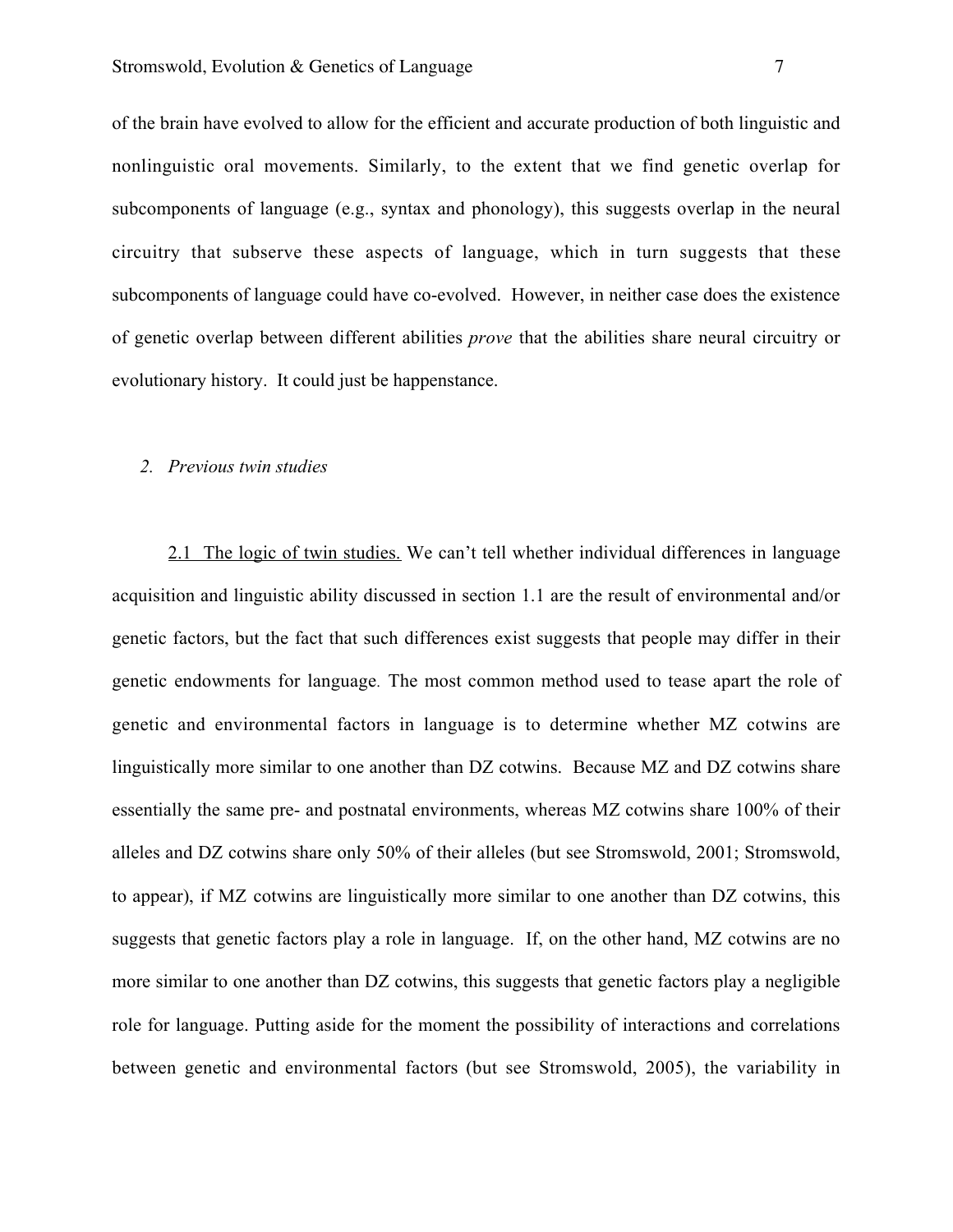of the brain have evolved to allow for the efficient and accurate production of both linguistic and nonlinguistic oral movements. Similarly, to the extent that we find genetic overlap for subcomponents of language (e.g., syntax and phonology), this suggests overlap in the neural circuitry that subserve these aspects of language, which in turn suggests that these subcomponents of language could have co-evolved. However, in neither case does the existence of genetic overlap between different abilities *prove* that the abilities share neural circuitry or evolutionary history. It could just be happenstance.

## *2. Previous twin studies*

2.1 The logic of twin studies. We can't tell whether individual differences in language acquisition and linguistic ability discussed in section 1.1 are the result of environmental and/or genetic factors, but the fact that such differences exist suggests that people may differ in their genetic endowments for language. The most common method used to tease apart the role of genetic and environmental factors in language is to determine whether MZ cotwins are linguistically more similar to one another than DZ cotwins. Because MZ and DZ cotwins share essentially the same pre- and postnatal environments, whereas MZ cotwins share 100% of their alleles and DZ cotwins share only 50% of their alleles (but see Stromswold, 2001; Stromswold, to appear), if MZ cotwins are linguistically more similar to one another than DZ cotwins, this suggests that genetic factors play a role in language. If, on the other hand, MZ cotwins are no more similar to one another than DZ cotwins, this suggests that genetic factors play a negligible role for language. Putting aside for the moment the possibility of interactions and correlations between genetic and environmental factors (but see Stromswold, 2005), the variability in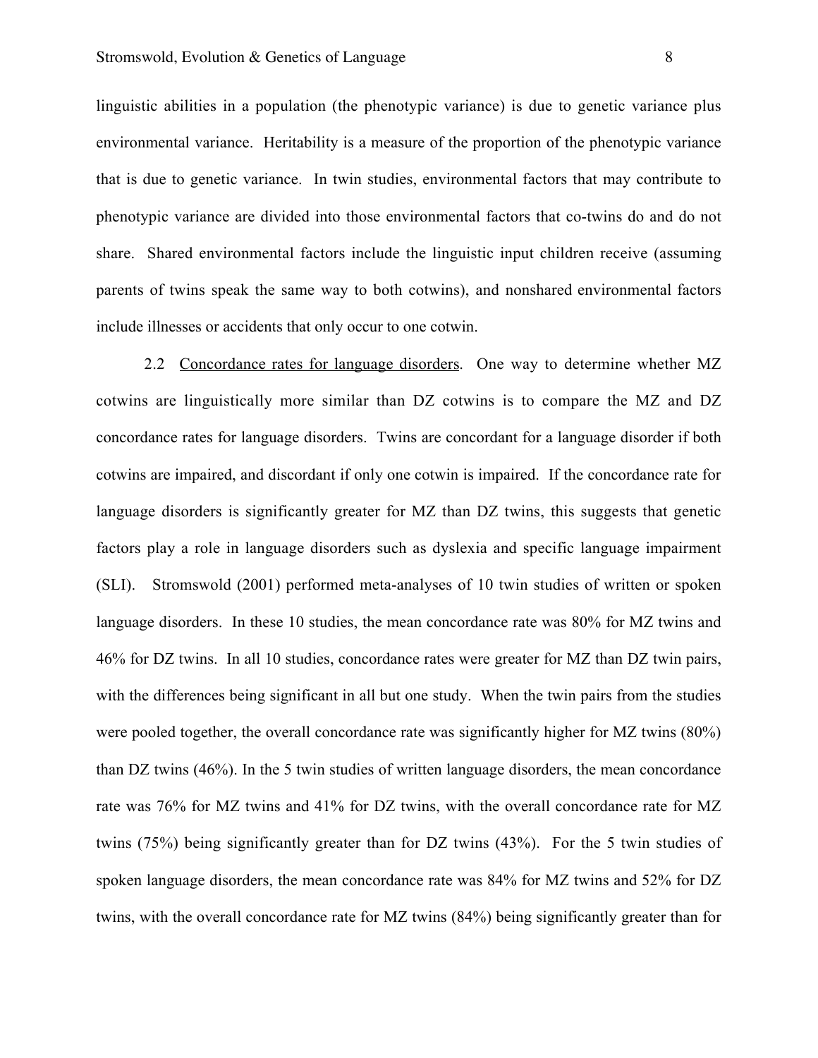linguistic abilities in a population (the phenotypic variance) is due to genetic variance plus environmental variance. Heritability is a measure of the proportion of the phenotypic variance that is due to genetic variance. In twin studies, environmental factors that may contribute to phenotypic variance are divided into those environmental factors that co-twins do and do not share. Shared environmental factors include the linguistic input children receive (assuming parents of twins speak the same way to both cotwins), and nonshared environmental factors include illnesses or accidents that only occur to one cotwin.

2.2 Concordance rates for language disorders. One way to determine whether MZ cotwins are linguistically more similar than DZ cotwins is to compare the MZ and DZ concordance rates for language disorders. Twins are concordant for a language disorder if both cotwins are impaired, and discordant if only one cotwin is impaired. If the concordance rate for language disorders is significantly greater for MZ than DZ twins, this suggests that genetic factors play a role in language disorders such as dyslexia and specific language impairment (SLI). Stromswold (2001) performed meta-analyses of 10 twin studies of written or spoken language disorders. In these 10 studies, the mean concordance rate was 80% for MZ twins and 46% for DZ twins. In all 10 studies, concordance rates were greater for MZ than DZ twin pairs, with the differences being significant in all but one study. When the twin pairs from the studies were pooled together, the overall concordance rate was significantly higher for MZ twins (80%) than DZ twins (46%). In the 5 twin studies of written language disorders, the mean concordance rate was 76% for MZ twins and 41% for DZ twins, with the overall concordance rate for MZ twins (75%) being significantly greater than for DZ twins (43%). For the 5 twin studies of spoken language disorders, the mean concordance rate was 84% for MZ twins and 52% for DZ twins, with the overall concordance rate for MZ twins (84%) being significantly greater than for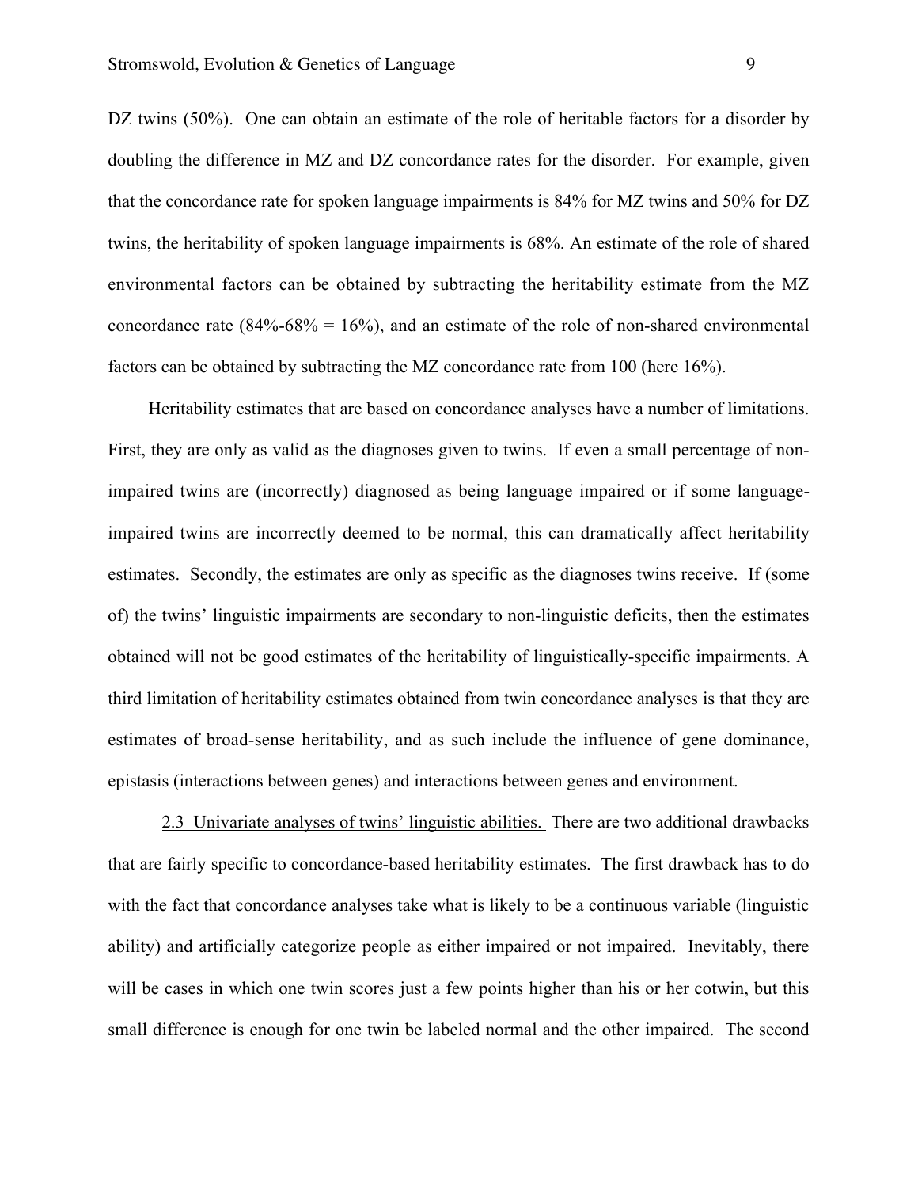DZ twins (50%). One can obtain an estimate of the role of heritable factors for a disorder by doubling the difference in MZ and DZ concordance rates for the disorder. For example, given that the concordance rate for spoken language impairments is 84% for MZ twins and 50% for DZ twins, the heritability of spoken language impairments is 68%. An estimate of the role of shared environmental factors can be obtained by subtracting the heritability estimate from the MZ concordance rate (84%-68% = 16%), and an estimate of the role of non-shared environmental factors can be obtained by subtracting the MZ concordance rate from 100 (here 16%).

Heritability estimates that are based on concordance analyses have a number of limitations. First, they are only as valid as the diagnoses given to twins. If even a small percentage of non-impaired twins are (incorrectly) diagnosed as being language impaired or if some language-impaired twins are incorrectly deemed to be normal, this can dramatically affect heritability estimates. Secondly, the estimates are only as specific as the diagnoses twins receive. If (some of) the twins' linguistic impairments are secondary to non-linguistic deficits, then the estimates obtained will not be good estimates of the heritability of linguistically-specific impairments. A third limitation of heritability estimates obtained from twin concordance analyses is that they are estimates of broad-sense heritability, and as such include the influence of gene dominance, epistasis (interactions between genes) and interactions between genes and environment.

2.3 Univariate analyses of twins' linguistic abilities. There are two additional drawbacks that are fairly specific to concordance-based heritability estimates. The first drawback has to do with the fact that concordance analyses take what is likely to be a continuous variable (linguistic ability) and artificially categorize people as either impaired or not impaired. Inevitably, there will be cases in which one twin scores just a few points higher than his or her cotwin, but this small difference is enough for one twin be labeled normal and the other impaired. The second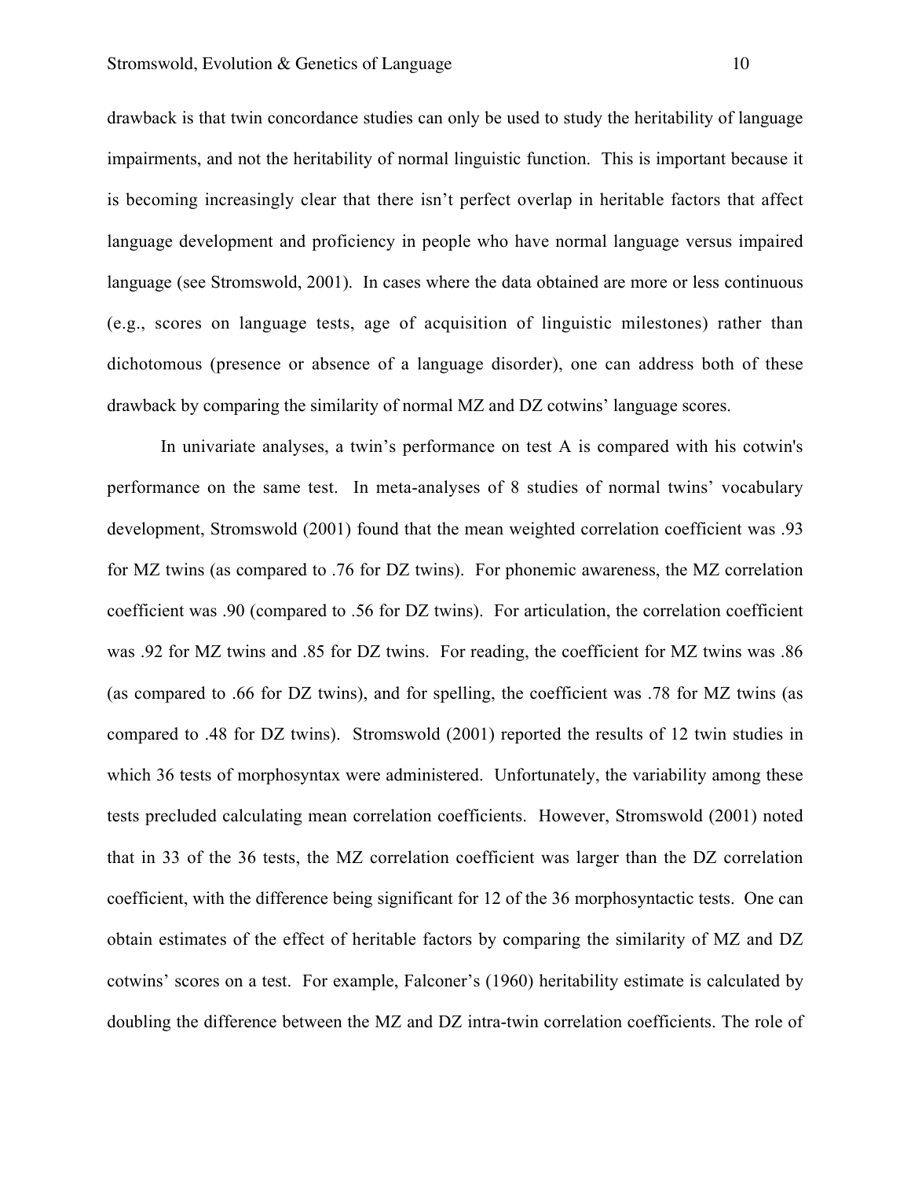drawback is that twin concordance studies can only be used to study the heritability of language impairments, and not the heritability of normal linguistic function. This is important because it is becoming increasingly clear that there isn't perfect overlap in heritable factors that affect language development and proficiency in people who have normal language versus impaired language (see Stromswold, 2001). In cases where the data obtained are more or less continuous (e.g., scores on language tests, age of acquisition of linguistic milestones) rather than dichotomous (presence or absence of a language disorder), one can address both of these drawback by comparing the similarity of normal MZ and DZ cotwins' language scores.

In univariate analyses, a twin's performance on test A is compared with his cotwin's performance on the same test. In meta-analyses of 8 studies of normal twins' vocabulary development, Stromswold (2001) found that the mean weighted correlation coefficient was .93 for MZ twins (as compared to .76 for DZ twins). For phonemic awareness, the MZ correlation coefficient was .90 (compared to .56 for DZ twins). For articulation, the correlation coefficient was .92 for MZ twins and .85 for DZ twins. For reading, the coefficient for MZ twins was .86 (as compared to .66 for DZ twins), and for spelling, the coefficient was .78 for MZ twins (as compared to .48 for DZ twins). Stromswold (2001) reported the results of 12 twin studies in which 36 tests of morphosyntax were administered. Unfortunately, the variability among these tests precluded calculating mean correlation coefficients. However, Stromswold (2001) noted that in 33 of the 36 tests, the MZ correlation coefficient was larger than the DZ correlation coefficient, with the difference being significant for 12 of the 36 morphosyntactic tests. One can obtain estimates of the effect of heritable factors by comparing the similarity of MZ and DZ cotwins' scores on a test. For example, Falconer's (1960) heritability estimate is calculated by doubling the difference between the MZ and DZ intra-twin correlation coefficients. The role of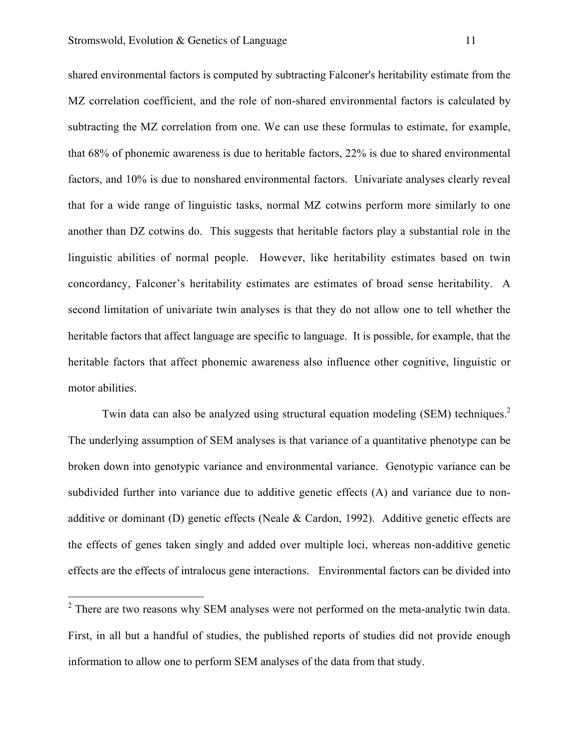shared environmental factors is computed by subtracting Falconer's heritability estimate from the MZ correlation coefficient, and the role of non-shared environmental factors is calculated by subtracting the MZ correlation from one. We can use these formulas to estimate, for example, that 68% of phonemic awareness is due to heritable factors, 22% is due to shared environmental factors, and 10% is due to nonshared environmental factors. Univariate analyses clearly reveal that for a wide range of linguistic tasks, normal MZ cotwins perform more similarly to one another than DZ cotwins do. This suggests that heritable factors play a substantial role in the linguistic abilities of normal people. However, like heritability estimates based on twin concordancy, Falconer's heritability estimates are estimates of broad sense heritability. A second limitation of univariate twin analyses is that they do not allow one to tell whether the heritable factors that affect language are specific to language. It is possible, for example, that the heritable factors that affect phonemic awareness also influence other cognitive, linguistic or motor abilities.

Twin data can also be analyzed using structural equation modeling (SEM) techniques.[2] The underlying assumption of SEM analyses is that variance of a quantitative phenotype can be broken down into genotypic variance and environmental variance. Genotypic variance can be subdivided further into variance due to additive genetic effects (A) and variance due to non-additive or dominant (D) genetic effects (Neale & Cardon, 1992). Additive genetic effects are the effects of genes taken singly and added over multiple loci, whereas non-additive genetic effects are the effects of intralocus gene interactions. Environmental factors can be divided into

---

[2] There are two reasons why SEM analyses were not performed on the meta-analytic twin data. First, in all but a handful of studies, the published reports of studies did not provide enough information to allow one to perform SEM analyses of the data from that study.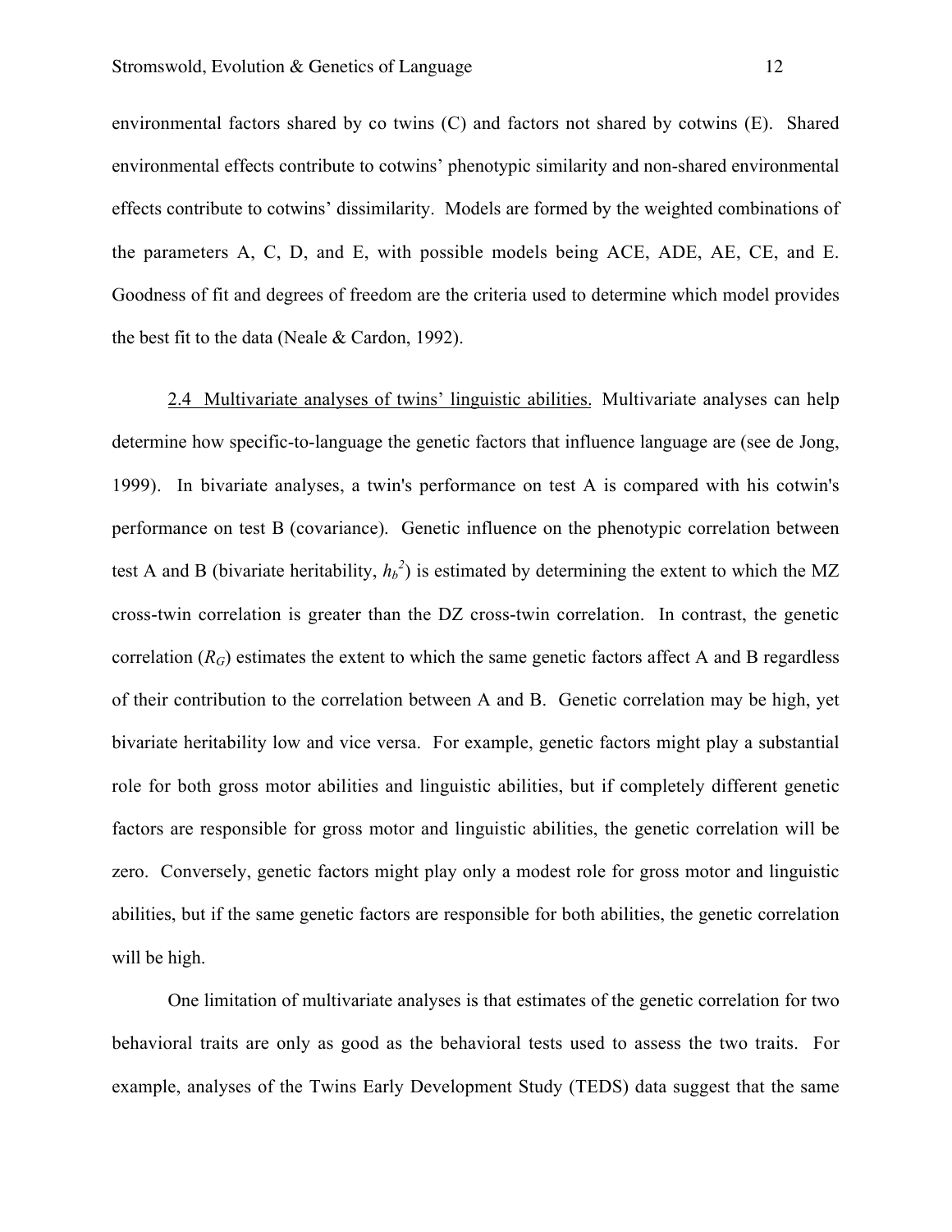environmental factors shared by co twins (C) and factors not shared by cotwins (E). Shared environmental effects contribute to cotwins' phenotypic similarity and non-shared environmental effects contribute to cotwins' dissimilarity. Models are formed by the weighted combinations of the parameters A, C, D, and E, with possible models being ACE, ADE, AE, CE, and E. Goodness of fit and degrees of freedom are the criteria used to determine which model provides the best fit to the data (Neale & Cardon, 1992).

2.4 Multivariate analyses of twins' linguistic abilities. Multivariate analyses can help determine how specific-to-language the genetic factors that influence language are (see de Jong, 1999). In bivariate analyses, a twin's performance on test A is compared with his cotwin's performance on test B (covariance). Genetic influence on the phenotypic correlation between test A and B (bivariate heritability, $h_b^2$) is estimated by determining the extent to which the MZ cross-twin correlation is greater than the DZ cross-twin correlation. In contrast, the genetic correlation ($R_G$) estimates the extent to which the same genetic factors affect A and B regardless of their contribution to the correlation between A and B. Genetic correlation may be high, yet bivariate heritability low and vice versa. For example, genetic factors might play a substantial role for both gross motor abilities and linguistic abilities, but if completely different genetic factors are responsible for gross motor and linguistic abilities, the genetic correlation will be zero. Conversely, genetic factors might play only a modest role for gross motor and linguistic abilities, but if the same genetic factors are responsible for both abilities, the genetic correlation will be high.

One limitation of multivariate analyses is that estimates of the genetic correlation for two behavioral traits are only as good as the behavioral tests used to assess the two traits. For example, analyses of the Twins Early Development Study (TEDS) data suggest that the same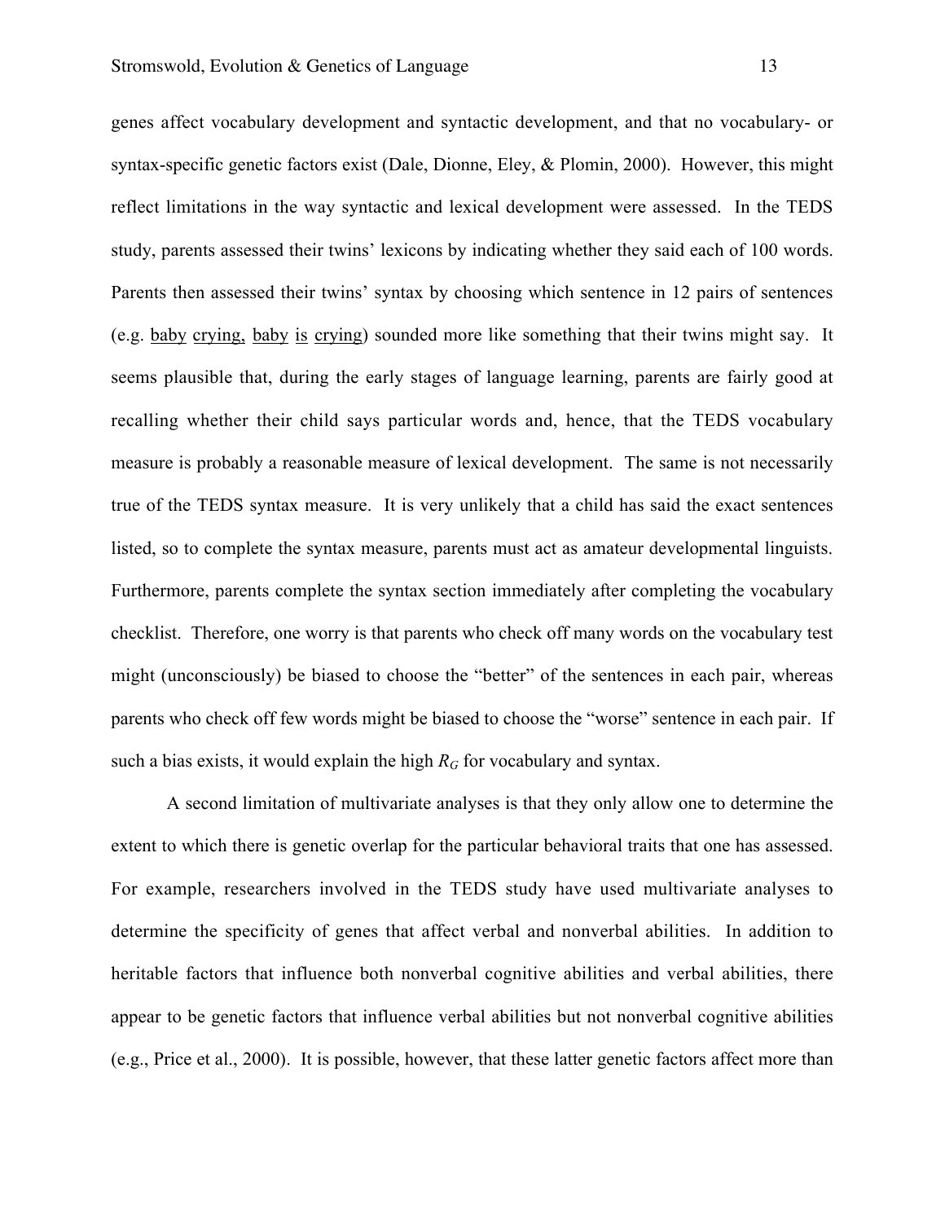genes affect vocabulary development and syntactic development, and that no vocabulary- or syntax-specific genetic factors exist (Dale, Dionne, Eley, & Plomin, 2000). However, this might reflect limitations in the way syntactic and lexical development were assessed. In the TEDS study, parents assessed their twins' lexicons by indicating whether they said each of 100 words. Parents then assessed their twins' syntax by choosing which sentence in 12 pairs of sentences (e.g. <u>baby</u> <u>crying,</u> <u>baby</u> <u>is</u> <u>crying</u>) sounded more like something that their twins might say. It seems plausible that, during the early stages of language learning, parents are fairly good at recalling whether their child says particular words and, hence, that the TEDS vocabulary measure is probably a reasonable measure of lexical development. The same is not necessarily true of the TEDS syntax measure. It is very unlikely that a child has said the exact sentences listed, so to complete the syntax measure, parents must act as amateur developmental linguists. Furthermore, parents complete the syntax section immediately after completing the vocabulary checklist. Therefore, one worry is that parents who check off many words on the vocabulary test might (unconsciously) be biased to choose the "better" of the sentences in each pair, whereas parents who check off few words might be biased to choose the "worse" sentence in each pair. If such a bias exists, it would explain the high $R_G$ for vocabulary and syntax.

A second limitation of multivariate analyses is that they only allow one to determine the extent to which there is genetic overlap for the particular behavioral traits that one has assessed. For example, researchers involved in the TEDS study have used multivariate analyses to determine the specificity of genes that affect verbal and nonverbal abilities. In addition to heritable factors that influence both nonverbal cognitive abilities and verbal abilities, there appear to be genetic factors that influence verbal abilities but not nonverbal cognitive abilities (e.g., Price et al., 2000). It is possible, however, that these latter genetic factors affect more than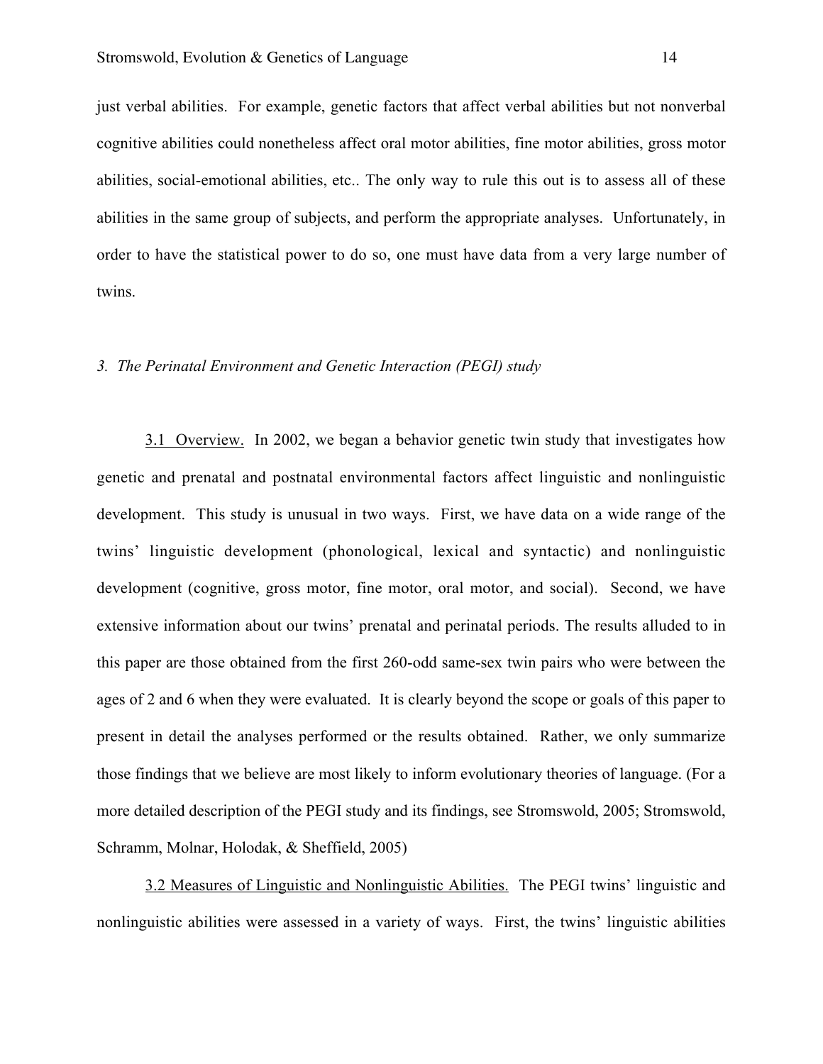just verbal abilities. For example, genetic factors that affect verbal abilities but not nonverbal cognitive abilities could nonetheless affect oral motor abilities, fine motor abilities, gross motor abilities, social-emotional abilities, etc.. The only way to rule this out is to assess all of these abilities in the same group of subjects, and perform the appropriate analyses. Unfortunately, in order to have the statistical power to do so, one must have data from a very large number of twins.

### *3. The Perinatal Environment and Genetic Interaction (PEGI) study*

3.1 Overview. In 2002, we began a behavior genetic twin study that investigates how genetic and prenatal and postnatal environmental factors affect linguistic and nonlinguistic development. This study is unusual in two ways. First, we have data on a wide range of the twins' linguistic development (phonological, lexical and syntactic) and nonlinguistic development (cognitive, gross motor, fine motor, oral motor, and social). Second, we have extensive information about our twins' prenatal and perinatal periods. The results alluded to in this paper are those obtained from the first 260-odd same-sex twin pairs who were between the ages of 2 and 6 when they were evaluated. It is clearly beyond the scope or goals of this paper to present in detail the analyses performed or the results obtained. Rather, we only summarize those findings that we believe are most likely to inform evolutionary theories of language. (For a more detailed description of the PEGI study and its findings, see Stromswold, 2005; Stromswold, Schramm, Molnar, Holodak, & Sheffield, 2005)

3.2 Measures of Linguistic and Nonlinguistic Abilities. The PEGI twins' linguistic and nonlinguistic abilities were assessed in a variety of ways. First, the twins' linguistic abilities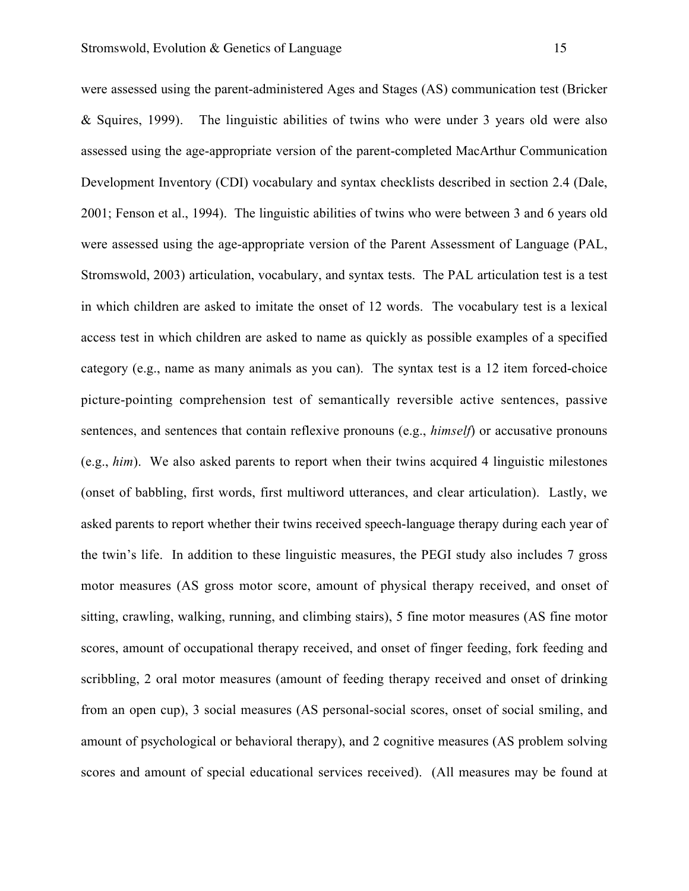were assessed using the parent-administered Ages and Stages (AS) communication test (Bricker & Squires, 1999). The linguistic abilities of twins who were under 3 years old were also assessed using the age-appropriate version of the parent-completed MacArthur Communication Development Inventory (CDI) vocabulary and syntax checklists described in section 2.4 (Dale, 2001; Fenson et al., 1994). The linguistic abilities of twins who were between 3 and 6 years old were assessed using the age-appropriate version of the Parent Assessment of Language (PAL, Stromswold, 2003) articulation, vocabulary, and syntax tests. The PAL articulation test is a test in which children are asked to imitate the onset of 12 words. The vocabulary test is a lexical access test in which children are asked to name as quickly as possible examples of a specified category (e.g., name as many animals as you can). The syntax test is a 12 item forced-choice picture-pointing comprehension test of semantically reversible active sentences, passive sentences, and sentences that contain reflexive pronouns (e.g., *himself*) or accusative pronouns (e.g., *him*). We also asked parents to report when their twins acquired 4 linguistic milestones (onset of babbling, first words, first multiword utterances, and clear articulation). Lastly, we asked parents to report whether their twins received speech-language therapy during each year of the twin's life. In addition to these linguistic measures, the PEGI study also includes 7 gross motor measures (AS gross motor score, amount of physical therapy received, and onset of sitting, crawling, walking, running, and climbing stairs), 5 fine motor measures (AS fine motor scores, amount of occupational therapy received, and onset of finger feeding, fork feeding and scribbling, 2 oral motor measures (amount of feeding therapy received and onset of drinking from an open cup), 3 social measures (AS personal-social scores, onset of social smiling, and amount of psychological or behavioral therapy), and 2 cognitive measures (AS problem solving scores and amount of special educational services received). (All measures may be found at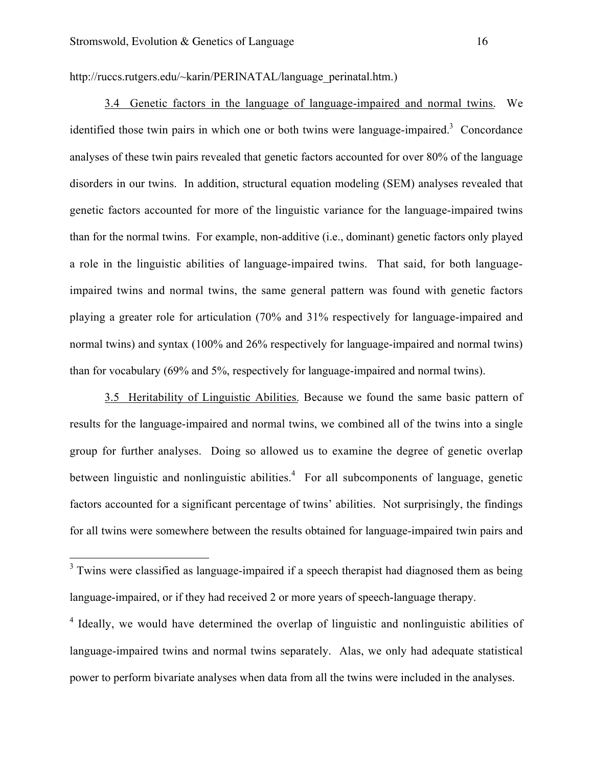http://ruccs.rutgers.edu/~karin/PERINATAL/language_perinatal.htm.)

3.4 Genetic factors in the language of language-impaired and normal twins. We identified those twin pairs in which one or both twins were language-impaired.[3] Concordance analyses of these twin pairs revealed that genetic factors accounted for over 80% of the language disorders in our twins. In addition, structural equation modeling (SEM) analyses revealed that genetic factors accounted for more of the linguistic variance for the language-impaired twins than for the normal twins. For example, non-additive (i.e., dominant) genetic factors only played a role in the linguistic abilities of language-impaired twins. That said, for both language-impaired twins and normal twins, the same general pattern was found with genetic factors playing a greater role for articulation (70% and 31% respectively for language-impaired and normal twins) and syntax (100% and 26% respectively for language-impaired and normal twins) than for vocabulary (69% and 5%, respectively for language-impaired and normal twins).

3.5 Heritability of Linguistic Abilities. Because we found the same basic pattern of results for the language-impaired and normal twins, we combined all of the twins into a single group for further analyses. Doing so allowed us to examine the degree of genetic overlap between linguistic and nonlinguistic abilities.[4] For all subcomponents of language, genetic factors accounted for a significant percentage of twins' abilities. Not surprisingly, the findings for all twins were somewhere between the results obtained for language-impaired twin pairs and

---

[3] Twins were classified as language-impaired if a speech therapist had diagnosed them as being language-impaired, or if they had received 2 or more years of speech-language therapy.

[4] Ideally, we would have determined the overlap of linguistic and nonlinguistic abilities of language-impaired twins and normal twins separately. Alas, we only had adequate statistical power to perform bivariate analyses when data from all the twins were included in the analyses.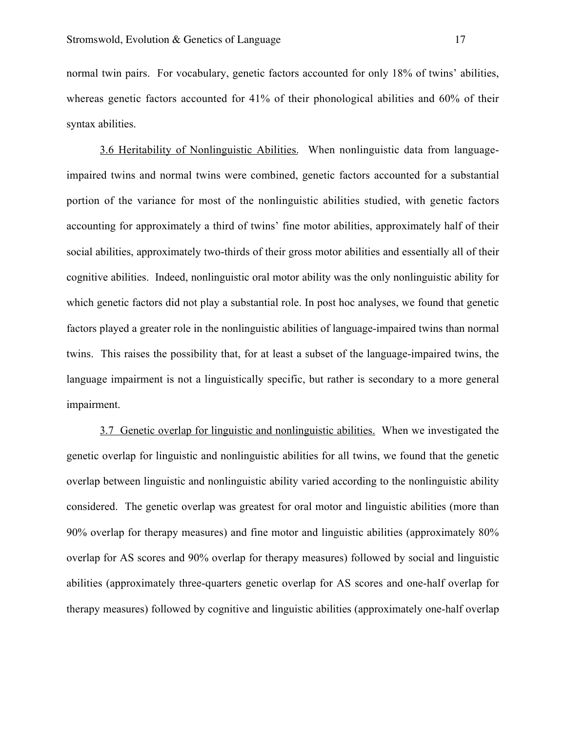normal twin pairs. For vocabulary, genetic factors accounted for only 18% of twins' abilities, whereas genetic factors accounted for 41% of their phonological abilities and 60% of their syntax abilities.

3.6 Heritability of Nonlinguistic Abilities. When nonlinguistic data from language-impaired twins and normal twins were combined, genetic factors accounted for a substantial portion of the variance for most of the nonlinguistic abilities studied, with genetic factors accounting for approximately a third of twins' fine motor abilities, approximately half of their social abilities, approximately two-thirds of their gross motor abilities and essentially all of their cognitive abilities. Indeed, nonlinguistic oral motor ability was the only nonlinguistic ability for which genetic factors did not play a substantial role. In post hoc analyses, we found that genetic factors played a greater role in the nonlinguistic abilities of language-impaired twins than normal twins. This raises the possibility that, for at least a subset of the language-impaired twins, the language impairment is not a linguistically specific, but rather is secondary to a more general impairment.

3.7 Genetic overlap for linguistic and nonlinguistic abilities. When we investigated the genetic overlap for linguistic and nonlinguistic abilities for all twins, we found that the genetic overlap between linguistic and nonlinguistic ability varied according to the nonlinguistic ability considered. The genetic overlap was greatest for oral motor and linguistic abilities (more than 90% overlap for therapy measures) and fine motor and linguistic abilities (approximately 80% overlap for AS scores and 90% overlap for therapy measures) followed by social and linguistic abilities (approximately three-quarters genetic overlap for AS scores and one-half overlap for therapy measures) followed by cognitive and linguistic abilities (approximately one-half overlap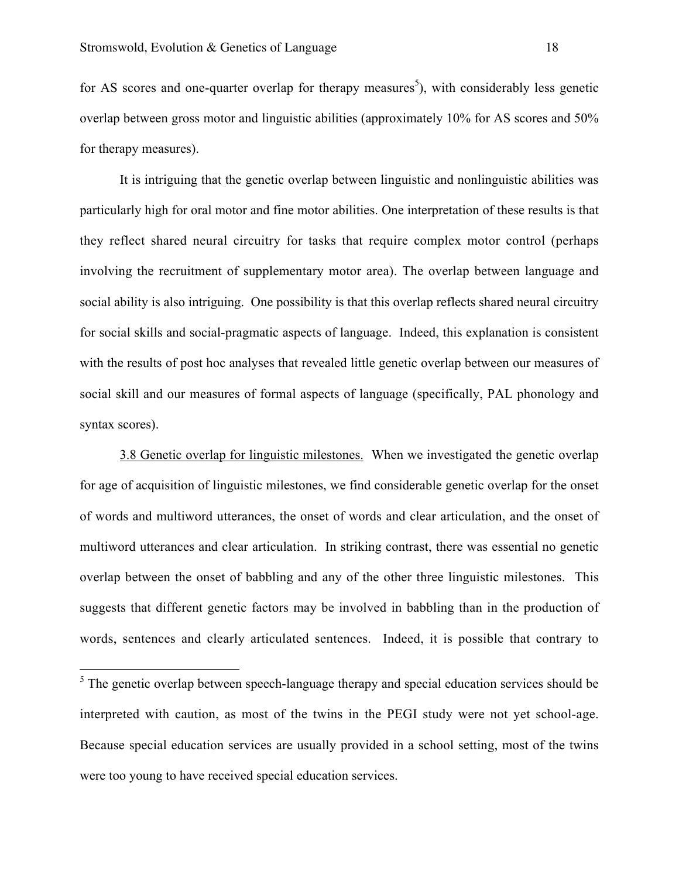for AS scores and one-quarter overlap for therapy measures[5]), with considerably less genetic overlap between gross motor and linguistic abilities (approximately 10% for AS scores and 50% for therapy measures).

It is intriguing that the genetic overlap between linguistic and nonlinguistic abilities was particularly high for oral motor and fine motor abilities. One interpretation of these results is that they reflect shared neural circuitry for tasks that require complex motor control (perhaps involving the recruitment of supplementary motor area). The overlap between language and social ability is also intriguing. One possibility is that this overlap reflects shared neural circuitry for social skills and social-pragmatic aspects of language. Indeed, this explanation is consistent with the results of post hoc analyses that revealed little genetic overlap between our measures of social skill and our measures of formal aspects of language (specifically, PAL phonology and syntax scores).

<u>3.8 Genetic overlap for linguistic milestones.</u> When we investigated the genetic overlap for age of acquisition of linguistic milestones, we find considerable genetic overlap for the onset of words and multiword utterances, the onset of words and clear articulation, and the onset of multiword utterances and clear articulation. In striking contrast, there was essential no genetic overlap between the onset of babbling and any of the other three linguistic milestones. This suggests that different genetic factors may be involved in babbling than in the production of words, sentences and clearly articulated sentences. Indeed, it is possible that contrary to

---

[5] The genetic overlap between speech-language therapy and special education services should be interpreted with caution, as most of the twins in the PEGI study were not yet school-age. Because special education services are usually provided in a school setting, most of the twins were too young to have received special education services.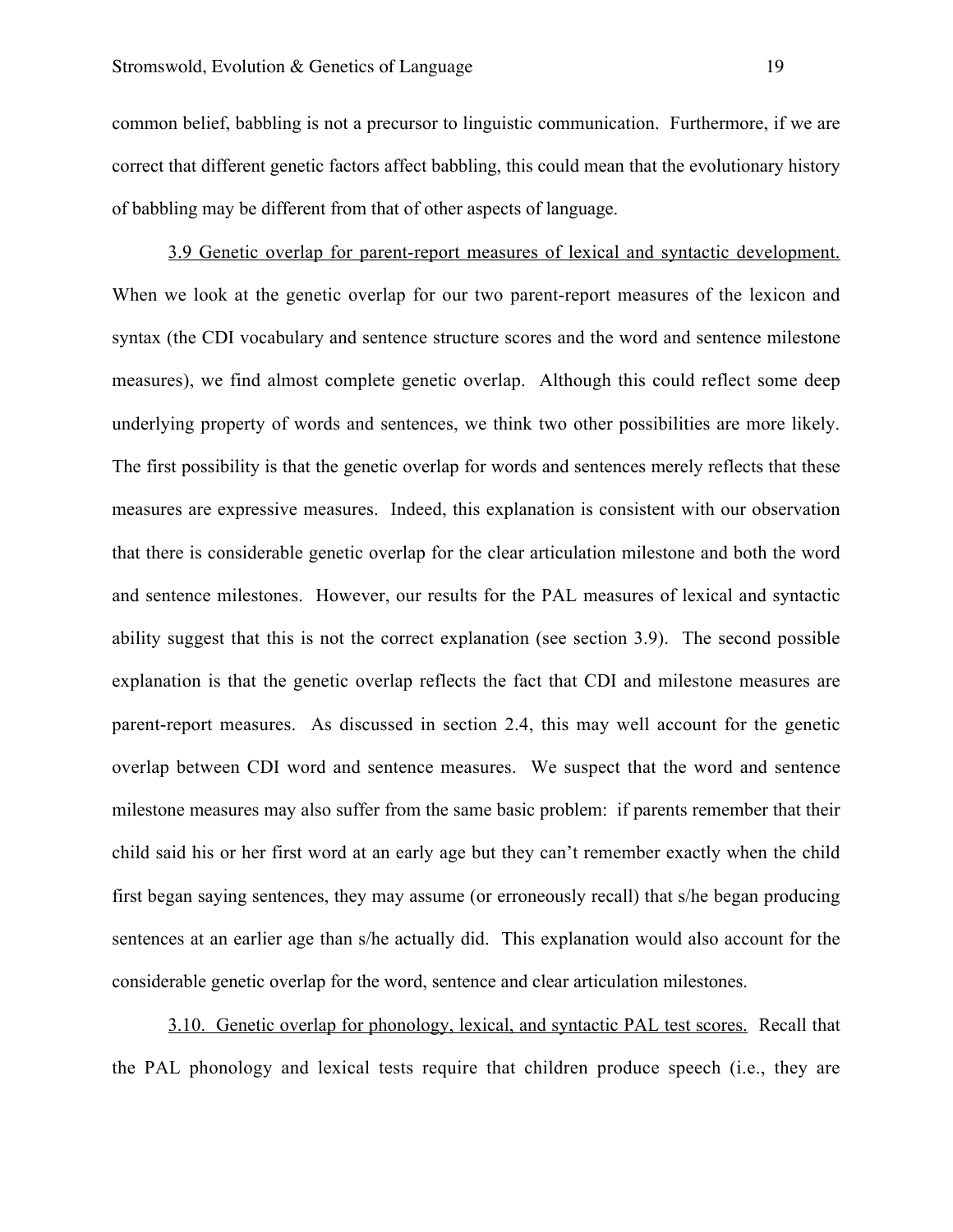common belief, babbling is not a precursor to linguistic communication. Furthermore, if we are correct that different genetic factors affect babbling, this could mean that the evolutionary history of babbling may be different from that of other aspects of language.

3.9 Genetic overlap for parent-report measures of lexical and syntactic development. When we look at the genetic overlap for our two parent-report measures of the lexicon and syntax (the CDI vocabulary and sentence structure scores and the word and sentence milestone measures), we find almost complete genetic overlap. Although this could reflect some deep underlying property of words and sentences, we think two other possibilities are more likely. The first possibility is that the genetic overlap for words and sentences merely reflects that these measures are expressive measures. Indeed, this explanation is consistent with our observation that there is considerable genetic overlap for the clear articulation milestone and both the word and sentence milestones. However, our results for the PAL measures of lexical and syntactic ability suggest that this is not the correct explanation (see section 3.9). The second possible explanation is that the genetic overlap reflects the fact that CDI and milestone measures are parent-report measures. As discussed in section 2.4, this may well account for the genetic overlap between CDI word and sentence measures. We suspect that the word and sentence milestone measures may also suffer from the same basic problem: if parents remember that their child said his or her first word at an early age but they can't remember exactly when the child first began saying sentences, they may assume (or erroneously recall) that s/he began producing sentences at an earlier age than s/he actually did. This explanation would also account for the considerable genetic overlap for the word, sentence and clear articulation milestones.

3.10. Genetic overlap for phonology, lexical, and syntactic PAL test scores. Recall that the PAL phonology and lexical tests require that children produce speech (i.e., they are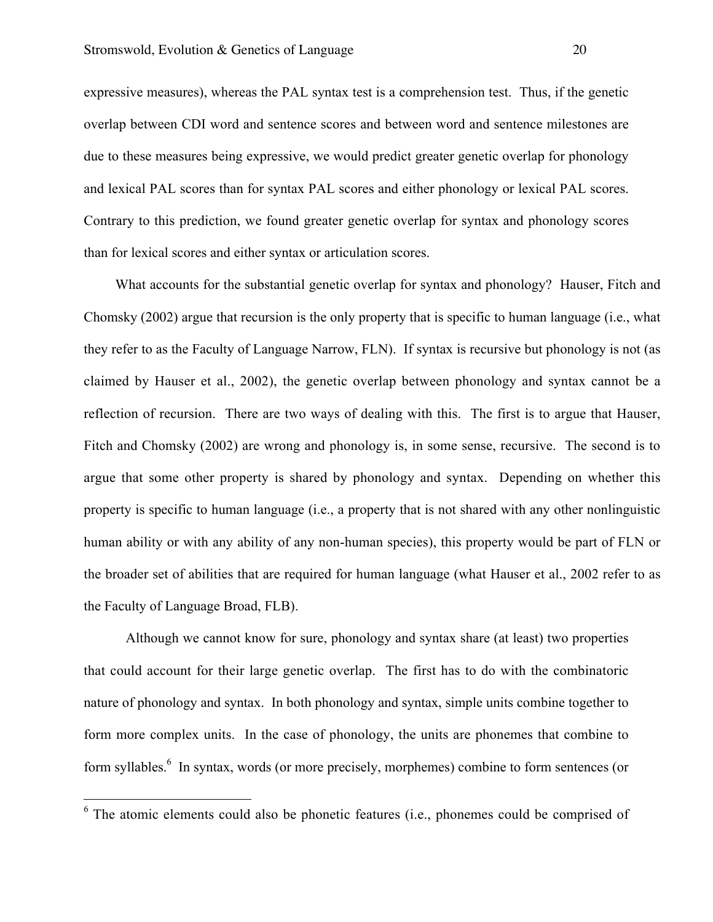expressive measures), whereas the PAL syntax test is a comprehension test. Thus, if the genetic overlap between CDI word and sentence scores and between word and sentence milestones are due to these measures being expressive, we would predict greater genetic overlap for phonology and lexical PAL scores than for syntax PAL scores and either phonology or lexical PAL scores. Contrary to this prediction, we found greater genetic overlap for syntax and phonology scores than for lexical scores and either syntax or articulation scores.

What accounts for the substantial genetic overlap for syntax and phonology? Hauser, Fitch and Chomsky (2002) argue that recursion is the only property that is specific to human language (i.e., what they refer to as the Faculty of Language Narrow, FLN). If syntax is recursive but phonology is not (as claimed by Hauser et al., 2002), the genetic overlap between phonology and syntax cannot be a reflection of recursion. There are two ways of dealing with this. The first is to argue that Hauser, Fitch and Chomsky (2002) are wrong and phonology is, in some sense, recursive. The second is to argue that some other property is shared by phonology and syntax. Depending on whether this property is specific to human language (i.e., a property that is not shared with any other nonlinguistic human ability or with any ability of any non-human species), this property would be part of FLN or the broader set of abilities that are required for human language (what Hauser et al., 2002 refer to as the Faculty of Language Broad, FLB).

Although we cannot know for sure, phonology and syntax share (at least) two properties that could account for their large genetic overlap. The first has to do with the combinatoric nature of phonology and syntax. In both phonology and syntax, simple units combine together to form more complex units. In the case of phonology, the units are phonemes that combine to form syllables.[6] In syntax, words (or more precisely, morphemes) combine to form sentences (or

[6] The atomic elements could also be phonetic features (i.e., phonemes could be comprised of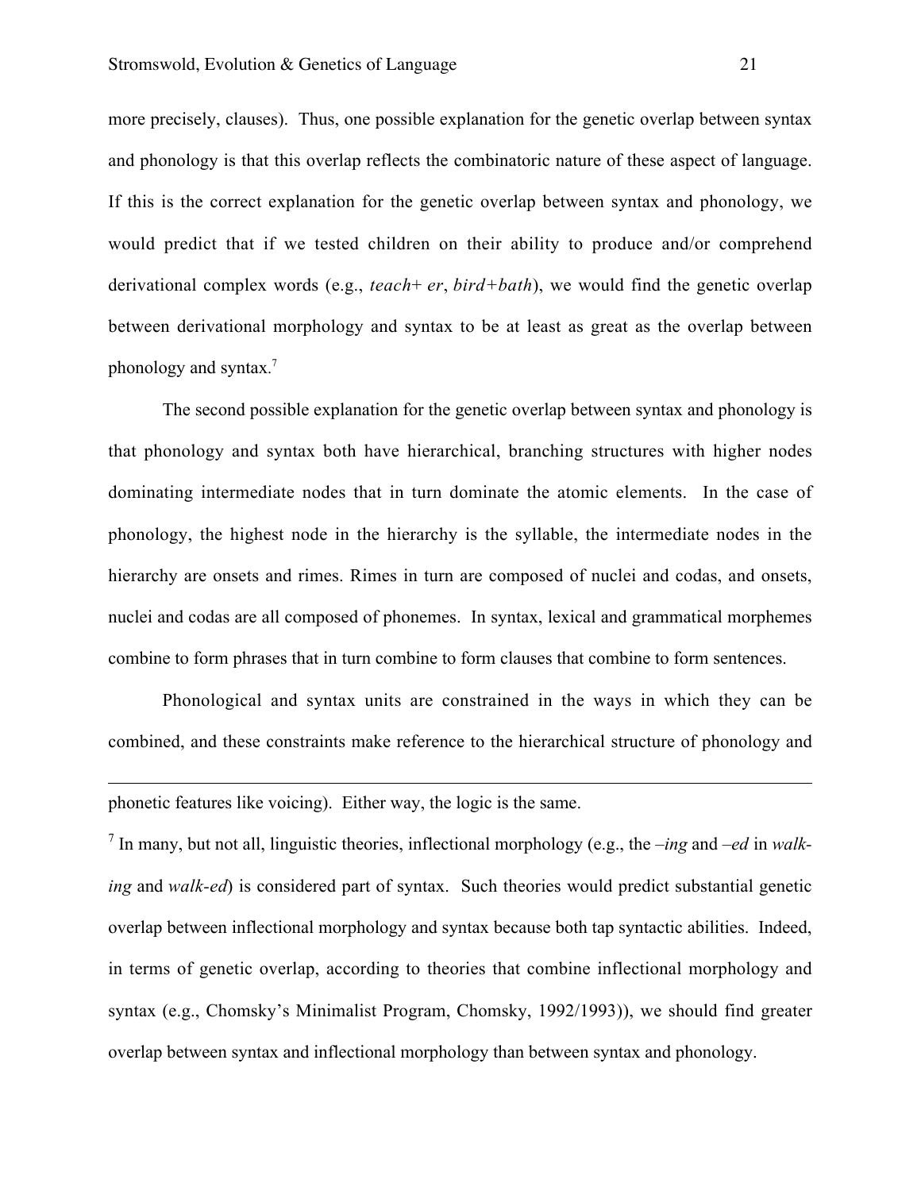more precisely, clauses). Thus, one possible explanation for the genetic overlap between syntax and phonology is that this overlap reflects the combinatoric nature of these aspect of language. If this is the correct explanation for the genetic overlap between syntax and phonology, we would predict that if we tested children on their ability to produce and/or comprehend derivational complex words (e.g., *teach+ er*, *bird+bath*), we would find the genetic overlap between derivational morphology and syntax to be at least as great as the overlap between phonology and syntax.[7]

The second possible explanation for the genetic overlap between syntax and phonology is that phonology and syntax both have hierarchical, branching structures with higher nodes dominating intermediate nodes that in turn dominate the atomic elements. In the case of phonology, the highest node in the hierarchy is the syllable, the intermediate nodes in the hierarchy are onsets and rimes. Rimes in turn are composed of nuclei and codas, and onsets, nuclei and codas are all composed of phonemes. In syntax, lexical and grammatical morphemes combine to form phrases that in turn combine to form clauses that combine to form sentences.

Phonological and syntax units are constrained in the ways in which they can be combined, and these constraints make reference to the hierarchical structure of phonology and

---

phonetic features like voicing). Either way, the logic is the same.

[7] In many, but not all, linguistic theories, inflectional morphology (e.g., the *–ing* and *–ed* in *walk-ing* and *walk-ed*) is considered part of syntax. Such theories would predict substantial genetic overlap between inflectional morphology and syntax because both tap syntactic abilities. Indeed, in terms of genetic overlap, according to theories that combine inflectional morphology and syntax (e.g., Chomsky's Minimalist Program, Chomsky, 1992/1993)), we should find greater overlap between syntax and inflectional morphology than between syntax and phonology.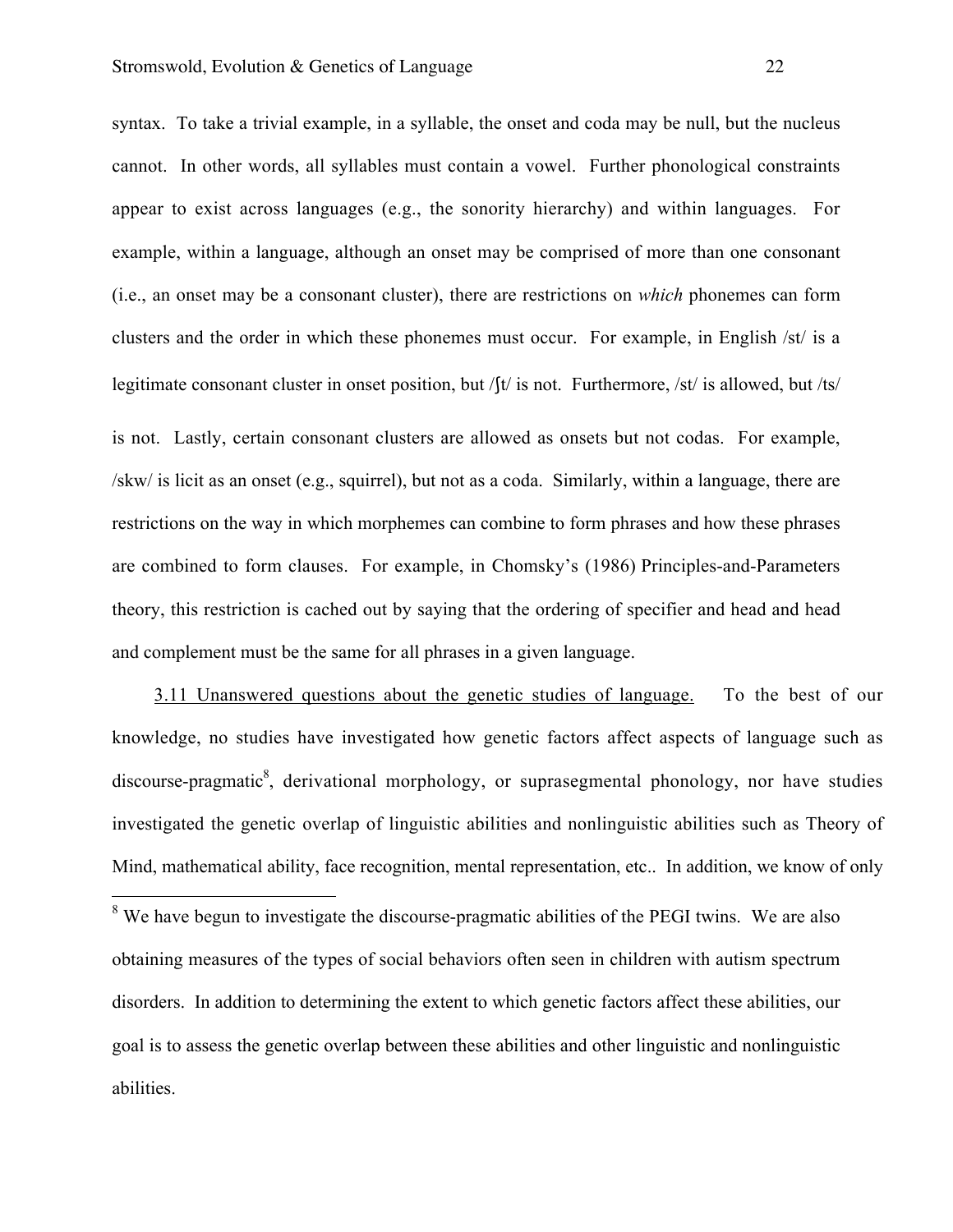syntax. To take a trivial example, in a syllable, the onset and coda may be null, but the nucleus cannot. In other words, all syllables must contain a vowel. Further phonological constraints appear to exist across languages (e.g., the sonority hierarchy) and within languages. For example, within a language, although an onset may be comprised of more than one consonant (i.e., an onset may be a consonant cluster), there are restrictions on *which* phonemes can form clusters and the order in which these phonemes must occur. For example, in English /st/ is a legitimate consonant cluster in onset position, but /ʃt/ is not. Furthermore, /st/ is allowed, but /ts/ is not. Lastly, certain consonant clusters are allowed as onsets but not codas. For example, /skw/ is licit as an onset (e.g., squirrel), but not as a coda. Similarly, within a language, there are restrictions on the way in which morphemes can combine to form phrases and how these phrases are combined to form clauses. For example, in Chomsky's (1986) Principles-and-Parameters theory, this restriction is cached out by saying that the ordering of specifier and head and head and complement must be the same for all phrases in a given language.

3.11 Unanswered questions about the genetic studies of language. To the best of our knowledge, no studies have investigated how genetic factors affect aspects of language such as discourse-pragmatic[8], derivational morphology, or suprasegmental phonology, nor have studies investigated the genetic overlap of linguistic abilities and nonlinguistic abilities such as Theory of Mind, mathematical ability, face recognition, mental representation, etc.. In addition, we know of only

[8] We have begun to investigate the discourse-pragmatic abilities of the PEGI twins. We are also obtaining measures of the types of social behaviors often seen in children with autism spectrum disorders. In addition to determining the extent to which genetic factors affect these abilities, our goal is to assess the genetic overlap between these abilities and other linguistic and nonlinguistic abilities.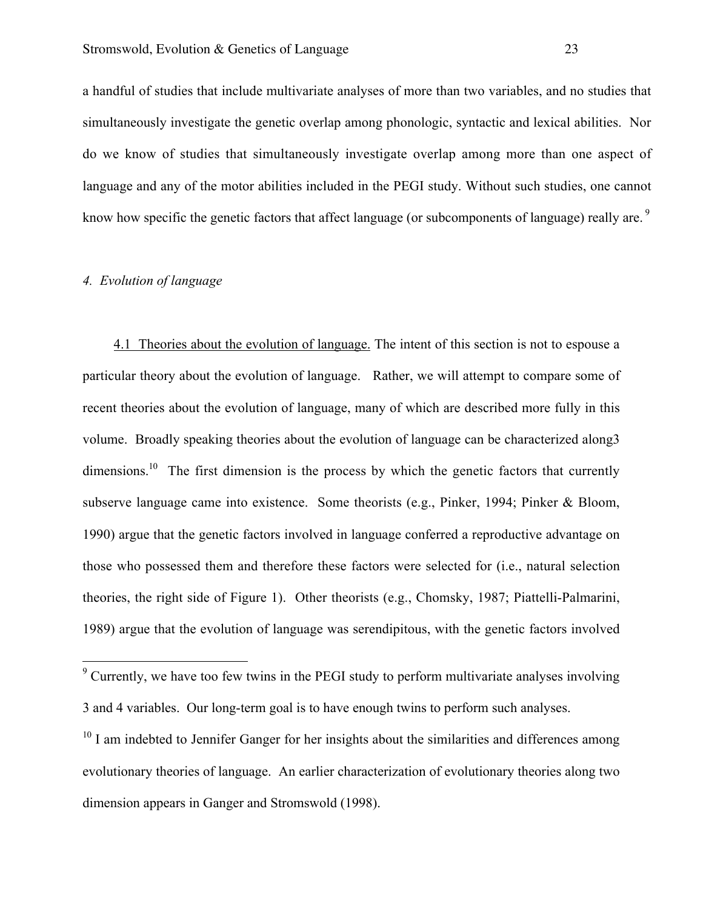a handful of studies that include multivariate analyses of more than two variables, and no studies that simultaneously investigate the genetic overlap among phonologic, syntactic and lexical abilities. Nor do we know of studies that simultaneously investigate overlap among more than one aspect of language and any of the motor abilities included in the PEGI study. Without such studies, one cannot know how specific the genetic factors that affect language (or subcomponents of language) really are.[9]

## *4. Evolution of language*

4.1 Theories about the evolution of language. The intent of this section is not to espouse a particular theory about the evolution of language. Rather, we will attempt to compare some of recent theories about the evolution of language, many of which are described more fully in this volume. Broadly speaking theories about the evolution of language can be characterized along3 dimensions.[10] The first dimension is the process by which the genetic factors that currently subserve language came into existence. Some theorists (e.g., Pinker, 1994; Pinker & Bloom, 1990) argue that the genetic factors involved in language conferred a reproductive advantage on those who possessed them and therefore these factors were selected for (i.e., natural selection theories, the right side of Figure 1). Other theorists (e.g., Chomsky, 1987; Piattelli-Palmarini, 1989) argue that the evolution of language was serendipitous, with the genetic factors involved

---

[9] Currently, we have too few twins in the PEGI study to perform multivariate analyses involving 3 and 4 variables. Our long-term goal is to have enough twins to perform such analyses.

[10] I am indebted to Jennifer Ganger for her insights about the similarities and differences among evolutionary theories of language. An earlier characterization of evolutionary theories along two dimension appears in Ganger and Stromswold (1998).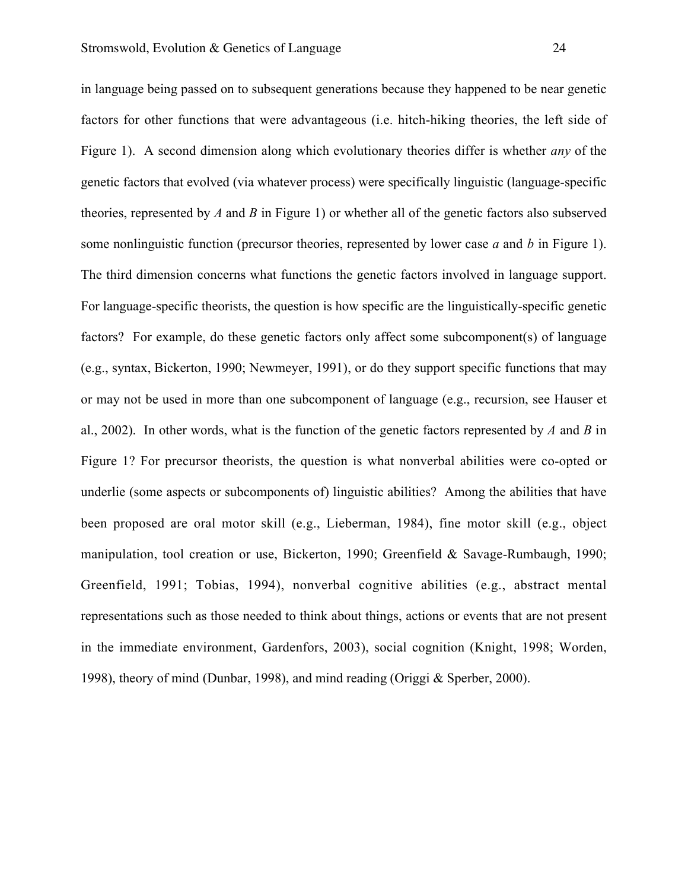in language being passed on to subsequent generations because they happened to be near genetic factors for other functions that were advantageous (i.e. hitch-hiking theories, the left side of Figure 1). A second dimension along which evolutionary theories differ is whether *any* of the genetic factors that evolved (via whatever process) were specifically linguistic (language-specific theories, represented by *A* and *B* in Figure 1) or whether all of the genetic factors also subserved some nonlinguistic function (precursor theories, represented by lower case *a* and *b* in Figure 1). The third dimension concerns what functions the genetic factors involved in language support. For language-specific theorists, the question is how specific are the linguistically-specific genetic factors? For example, do these genetic factors only affect some subcomponent(s) of language (e.g., syntax, Bickerton, 1990; Newmeyer, 1991), or do they support specific functions that may or may not be used in more than one subcomponent of language (e.g., recursion, see Hauser et al., 2002). In other words, what is the function of the genetic factors represented by *A* and *B* in Figure 1? For precursor theorists, the question is what nonverbal abilities were co-opted or underlie (some aspects or subcomponents of) linguistic abilities? Among the abilities that have been proposed are oral motor skill (e.g., Lieberman, 1984), fine motor skill (e.g., object manipulation, tool creation or use, Bickerton, 1990; Greenfield & Savage-Rumbaugh, 1990; Greenfield, 1991; Tobias, 1994), nonverbal cognitive abilities (e.g., abstract mental representations such as those needed to think about things, actions or events that are not present in the immediate environment, Gardenfors, 2003), social cognition (Knight, 1998; Worden, 1998), theory of mind (Dunbar, 1998), and mind reading (Origgi & Sperber, 2000).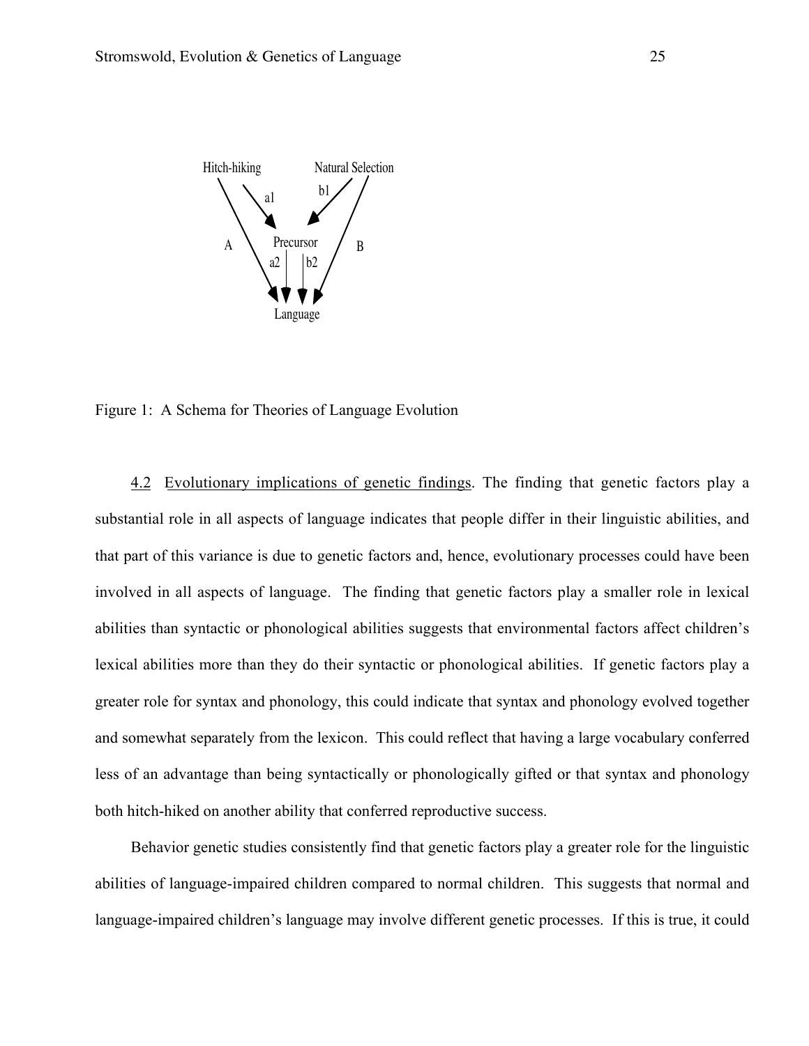Figure 1: A Schema for Theories of Language Evolution

4.2 Evolutionary implications of genetic findings. The finding that genetic factors play a substantial role in all aspects of language indicates that people differ in their linguistic abilities, and that part of this variance is due to genetic factors and, hence, evolutionary processes could have been involved in all aspects of language. The finding that genetic factors play a smaller role in lexical abilities than syntactic or phonological abilities suggests that environmental factors affect children's lexical abilities more than they do their syntactic or phonological abilities. If genetic factors play a greater role for syntax and phonology, this could indicate that syntax and phonology evolved together and somewhat separately from the lexicon. This could reflect that having a large vocabulary conferred less of an advantage than being syntactically or phonologically gifted or that syntax and phonology both hitch-hiked on another ability that conferred reproductive success.

Behavior genetic studies consistently find that genetic factors play a greater role for the linguistic abilities of language-impaired children compared to normal children. This suggests that normal and language-impaired children's language may involve different genetic processes. If this is true, it could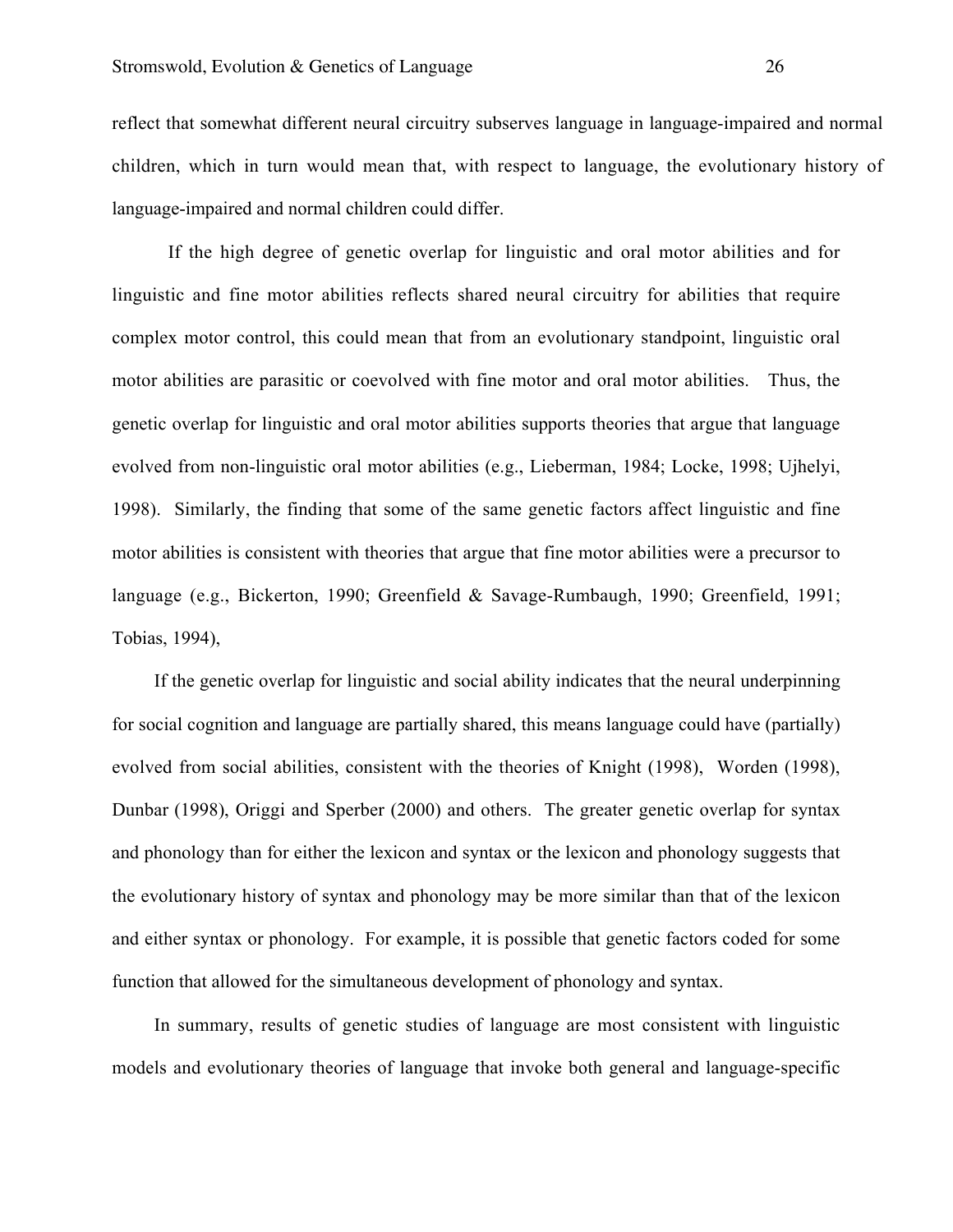reflect that somewhat different neural circuitry subserves language in language-impaired and normal children, which in turn would mean that, with respect to language, the evolutionary history of language-impaired and normal children could differ.

If the high degree of genetic overlap for linguistic and oral motor abilities and for linguistic and fine motor abilities reflects shared neural circuitry for abilities that require complex motor control, this could mean that from an evolutionary standpoint, linguistic oral motor abilities are parasitic or coevolved with fine motor and oral motor abilities. Thus, the genetic overlap for linguistic and oral motor abilities supports theories that argue that language evolved from non-linguistic oral motor abilities (e.g., Lieberman, 1984; Locke, 1998; Ujhelyi, 1998). Similarly, the finding that some of the same genetic factors affect linguistic and fine motor abilities is consistent with theories that argue that fine motor abilities were a precursor to language (e.g., Bickerton, 1990; Greenfield & Savage-Rumbaugh, 1990; Greenfield, 1991; Tobias, 1994),

If the genetic overlap for linguistic and social ability indicates that the neural underpinning for social cognition and language are partially shared, this means language could have (partially) evolved from social abilities, consistent with the theories of Knight (1998), Worden (1998), Dunbar (1998), Origgi and Sperber (2000) and others. The greater genetic overlap for syntax and phonology than for either the lexicon and syntax or the lexicon and phonology suggests that the evolutionary history of syntax and phonology may be more similar than that of the lexicon and either syntax or phonology. For example, it is possible that genetic factors coded for some function that allowed for the simultaneous development of phonology and syntax.

In summary, results of genetic studies of language are most consistent with linguistic models and evolutionary theories of language that invoke both general and language-specific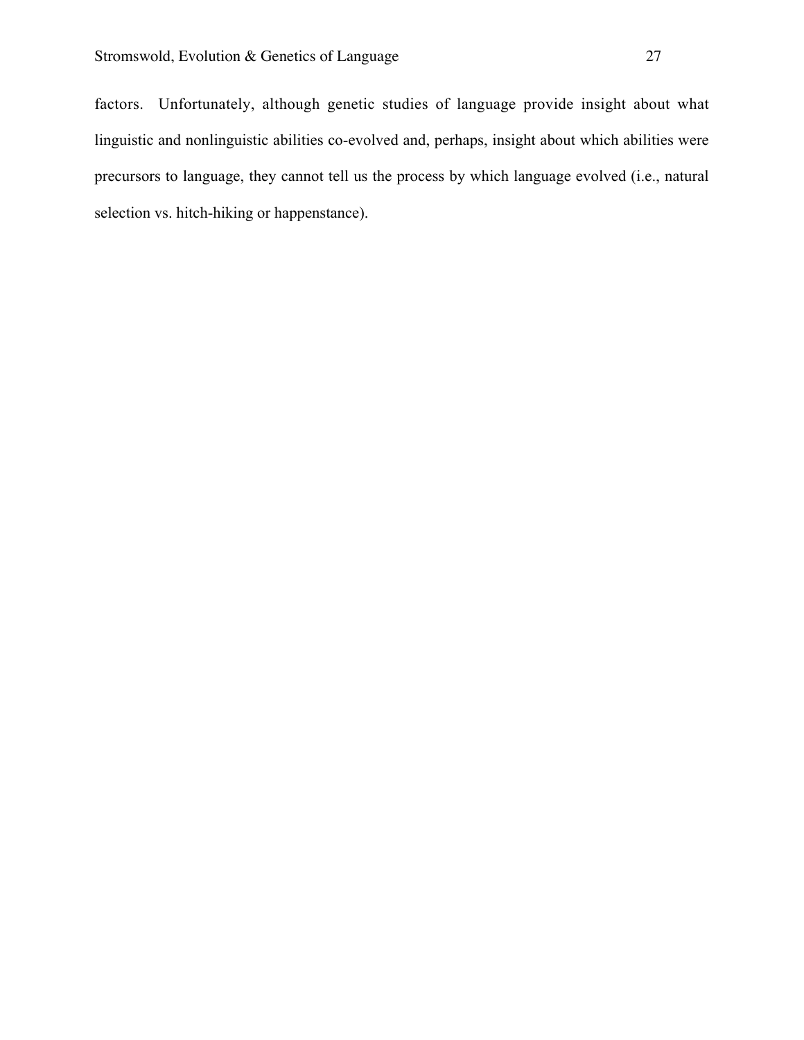factors. Unfortunately, although genetic studies of language provide insight about what linguistic and nonlinguistic abilities co-evolved and, perhaps, insight about which abilities were precursors to language, they cannot tell us the process by which language evolved (i.e., natural selection vs. hitch-hiking or happenstance).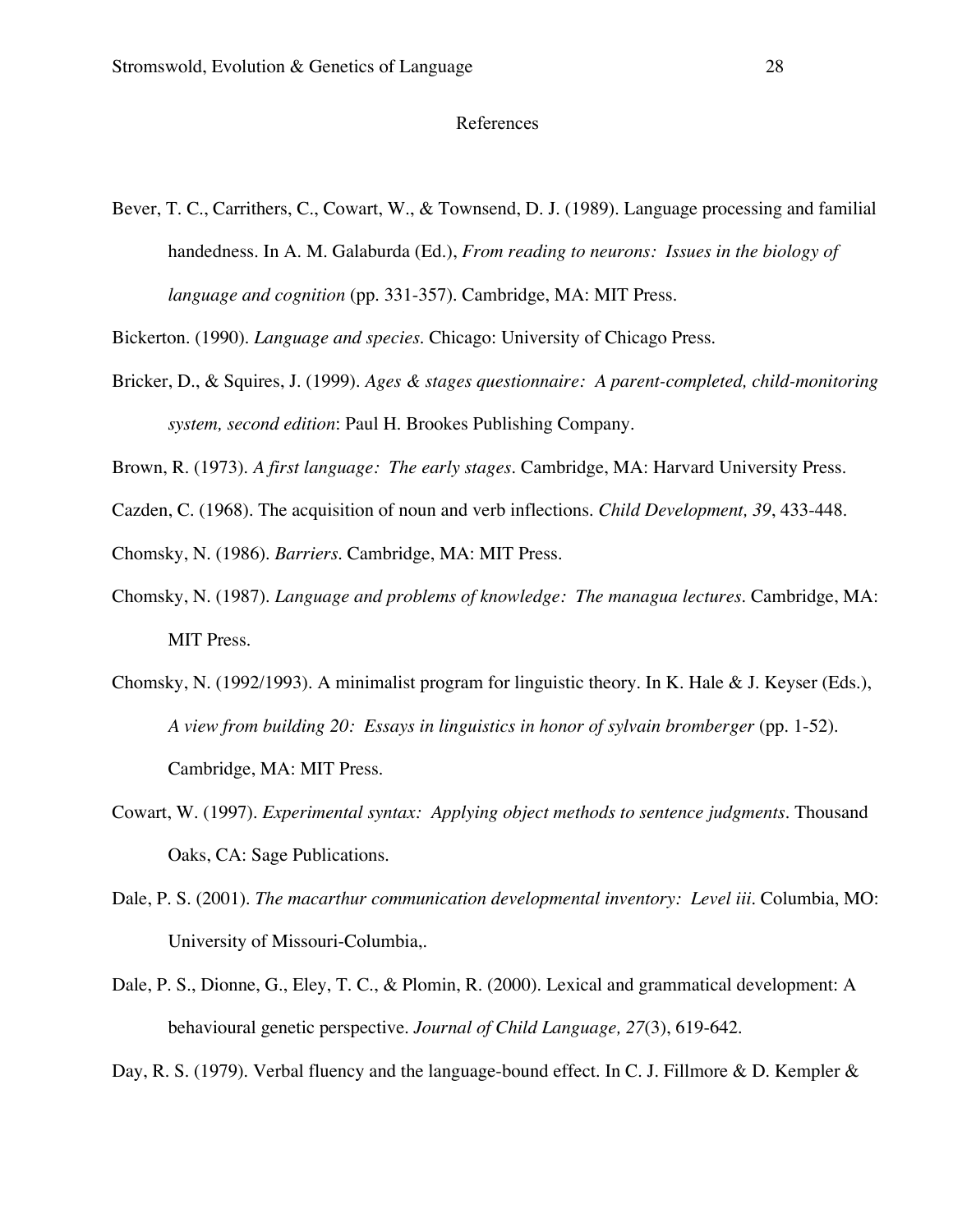# References

Bever, T. C., Carrithers, C., Cowart, W., & Townsend, D. J. (1989). Language processing and familial handedness. In A. M. Galaburda (Ed.), *From reading to neurons: Issues in the biology of language and cognition* (pp. 331-357). Cambridge, MA: MIT Press.

Bickerton. (1990). *Language and species*. Chicago: University of Chicago Press.

Bricker, D., & Squires, J. (1999). *Ages & stages questionnaire: A parent-completed, child-monitoring system, second edition*: Paul H. Brookes Publishing Company.

Brown, R. (1973). *A first language: The early stages*. Cambridge, MA: Harvard University Press.

Cazden, C. (1968). The acquisition of noun and verb inflections. *Child Development, 39*, 433-448.

Chomsky, N. (1986). *Barriers*. Cambridge, MA: MIT Press.

Chomsky, N. (1987). *Language and problems of knowledge: The managua lectures*. Cambridge, MA: MIT Press.

Chomsky, N. (1992/1993). A minimalist program for linguistic theory. In K. Hale & J. Keyser (Eds.), *A view from building 20: Essays in linguistics in honor of sylvain bromberger* (pp. 1-52). Cambridge, MA: MIT Press.

Cowart, W. (1997). *Experimental syntax: Applying object methods to sentence judgments*. Thousand Oaks, CA: Sage Publications.

Dale, P. S. (2001). *The macarthur communication developmental inventory: Level iii*. Columbia, MO: University of Missouri-Columbia,.

Dale, P. S., Dionne, G., Eley, T. C., & Plomin, R. (2000). Lexical and grammatical development: A behavioural genetic perspective. *Journal of Child Language, 27*(3), 619-642.

Day, R. S. (1979). Verbal fluency and the language-bound effect. In C. J. Fillmore & D. Kempler &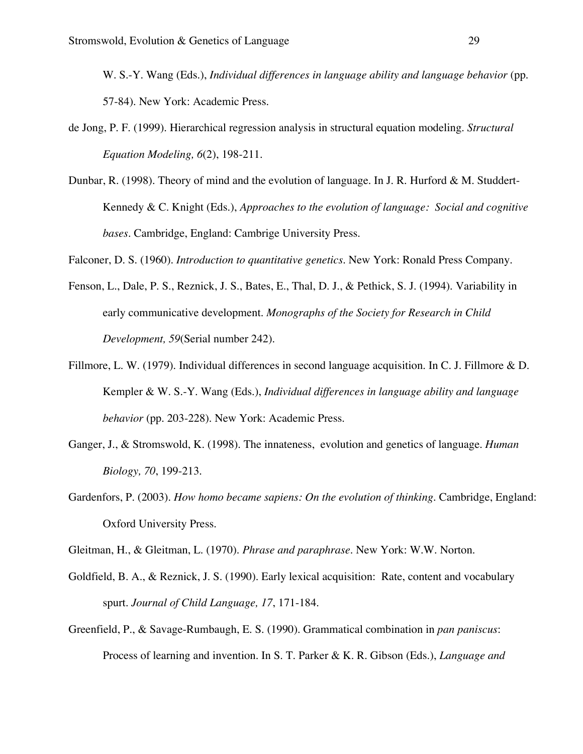W. S.-Y. Wang (Eds.), *Individual differences in language ability and language behavior* (pp. 57-84). New York: Academic Press.

de Jong, P. F. (1999). Hierarchical regression analysis in structural equation modeling. *Structural Equation Modeling, 6*(2), 198-211.

Dunbar, R. (1998). Theory of mind and the evolution of language. In J. R. Hurford & M. Studdert-Kennedy & C. Knight (Eds.), *Approaches to the evolution of language: Social and cognitive bases*. Cambridge, England: Cambrige University Press.

Falconer, D. S. (1960). *Introduction to quantitative genetics*. New York: Ronald Press Company.

Fenson, L., Dale, P. S., Reznick, J. S., Bates, E., Thal, D. J., & Pethick, S. J. (1994). Variability in early communicative development. *Monographs of the Society for Research in Child Development, 59*(Serial number 242).

Fillmore, L. W. (1979). Individual differences in second language acquisition. In C. J. Fillmore & D. Kempler & W. S.-Y. Wang (Eds.), *Individual differences in language ability and language behavior* (pp. 203-228). New York: Academic Press.

Ganger, J., & Stromswold, K. (1998). The innateness, evolution and genetics of language. *Human Biology, 70*, 199-213.

Gardenfors, P. (2003). *How homo became sapiens: On the evolution of thinking*. Cambridge, England: Oxford University Press.

Gleitman, H., & Gleitman, L. (1970). *Phrase and paraphrase*. New York: W.W. Norton.

Goldfield, B. A., & Reznick, J. S. (1990). Early lexical acquisition: Rate, content and vocabulary spurt. *Journal of Child Language, 17*, 171-184.

Greenfield, P., & Savage-Rumbaugh, E. S. (1990). Grammatical combination in *pan paniscus*: Process of learning and invention. In S. T. Parker & K. R. Gibson (Eds.), *Language and*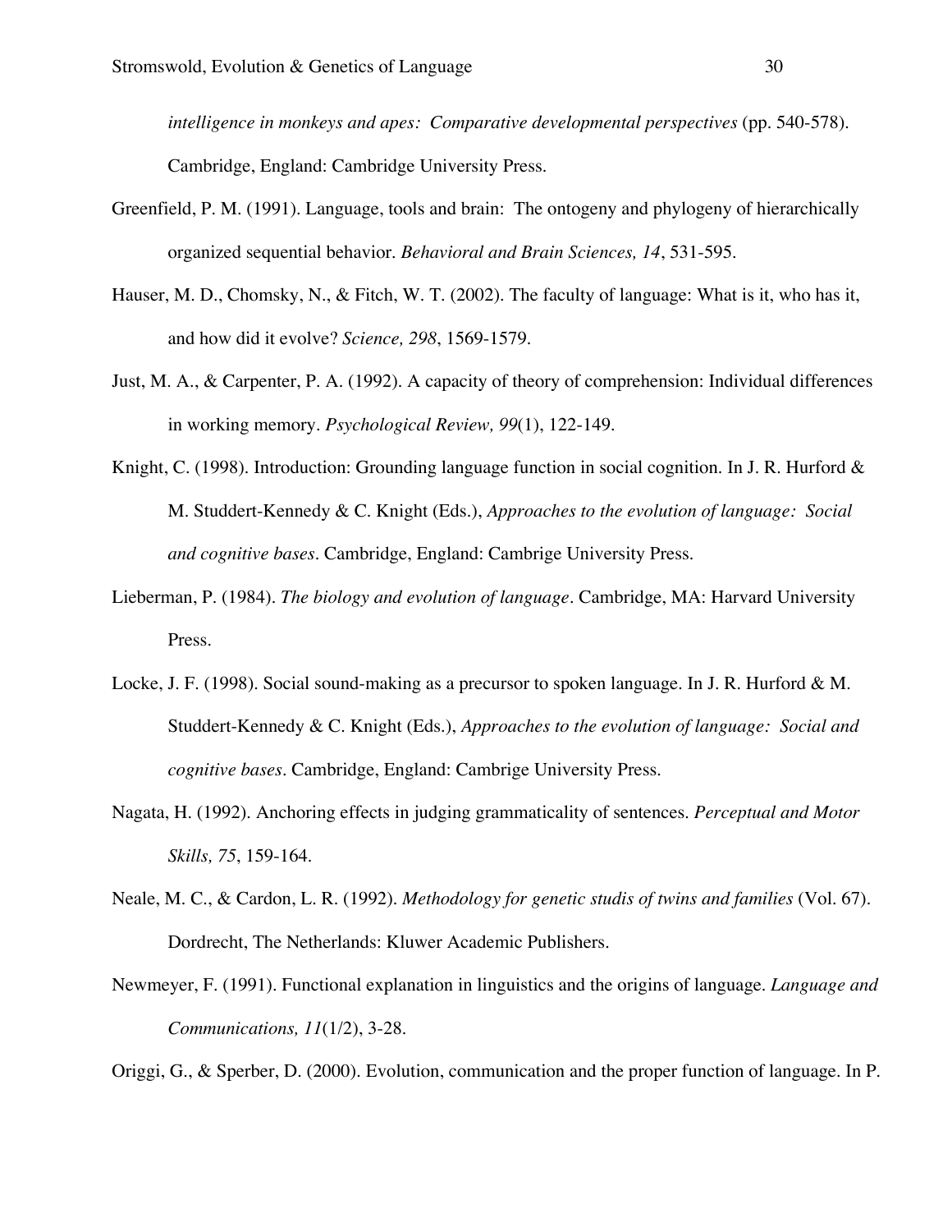*intelligence in monkeys and apes: Comparative developmental perspectives* (pp. 540-578). Cambridge, England: Cambridge University Press.

Greenfield, P. M. (1991). Language, tools and brain: The ontogeny and phylogeny of hierarchically organized sequential behavior. *Behavioral and Brain Sciences, 14*, 531-595.

Hauser, M. D., Chomsky, N., & Fitch, W. T. (2002). The faculty of language: What is it, who has it, and how did it evolve? *Science, 298*, 1569-1579.

Just, M. A., & Carpenter, P. A. (1992). A capacity of theory of comprehension: Individual differences in working memory. *Psychological Review, 99*(1), 122-149.

Knight, C. (1998). Introduction: Grounding language function in social cognition. In J. R. Hurford & M. Studdert-Kennedy & C. Knight (Eds.), *Approaches to the evolution of language: Social and cognitive bases*. Cambridge, England: Cambrige University Press.

Lieberman, P. (1984). *The biology and evolution of language*. Cambridge, MA: Harvard University Press.

Locke, J. F. (1998). Social sound-making as a precursor to spoken language. In J. R. Hurford & M. Studdert-Kennedy & C. Knight (Eds.), *Approaches to the evolution of language: Social and cognitive bases*. Cambridge, England: Cambrige University Press.

Nagata, H. (1992). Anchoring effects in judging grammaticality of sentences. *Perceptual and Motor Skills, 75*, 159-164.

Neale, M. C., & Cardon, L. R. (1992). *Methodology for genetic studis of twins and families* (Vol. 67). Dordrecht, The Netherlands: Kluwer Academic Publishers.

Newmeyer, F. (1991). Functional explanation in linguistics and the origins of language. *Language and Communications, 11*(1/2), 3-28.

Origgi, G., & Sperber, D. (2000). Evolution, communication and the proper function of language. In P.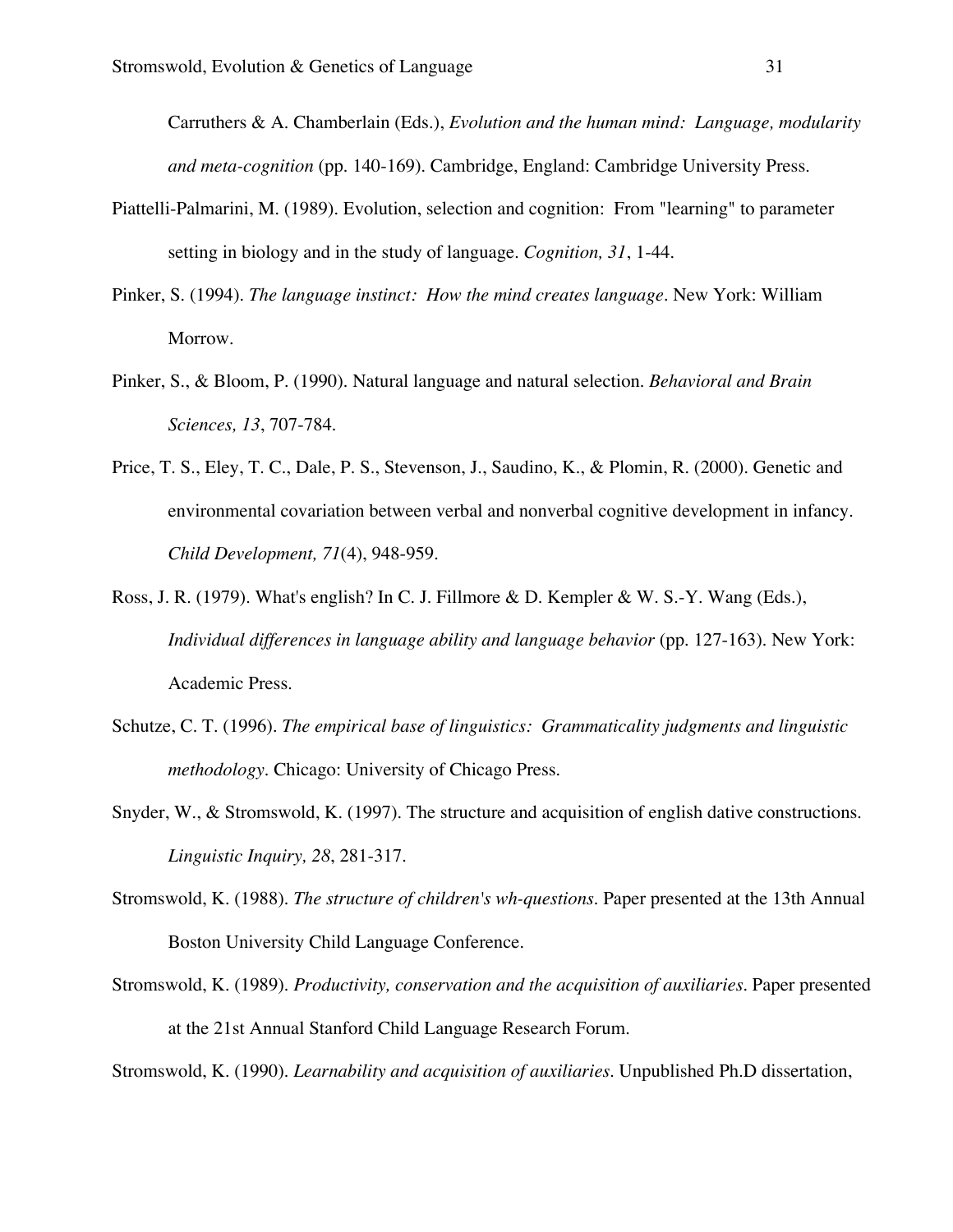Carruthers & A. Chamberlain (Eds.), *Evolution and the human mind: Language, modularity and meta-cognition* (pp. 140-169). Cambridge, England: Cambridge University Press.

Piattelli-Palmarini, M. (1989). Evolution, selection and cognition: From "learning" to parameter setting in biology and in the study of language. *Cognition, 31*, 1-44.

Pinker, S. (1994). *The language instinct: How the mind creates language*. New York: William Morrow.

Pinker, S., & Bloom, P. (1990). Natural language and natural selection. *Behavioral and Brain Sciences, 13*, 707-784.

Price, T. S., Eley, T. C., Dale, P. S., Stevenson, J., Saudino, K., & Plomin, R. (2000). Genetic and environmental covariation between verbal and nonverbal cognitive development in infancy. *Child Development, 71*(4), 948-959.

Ross, J. R. (1979). What's english? In C. J. Fillmore & D. Kempler & W. S.-Y. Wang (Eds.), *Individual differences in language ability and language behavior* (pp. 127-163). New York: Academic Press.

Schutze, C. T. (1996). *The empirical base of linguistics: Grammaticality judgments and linguistic methodology*. Chicago: University of Chicago Press.

Snyder, W., & Stromswold, K. (1997). The structure and acquisition of english dative constructions. *Linguistic Inquiry, 28*, 281-317.

Stromswold, K. (1988). *The structure of children's wh-questions*. Paper presented at the 13th Annual Boston University Child Language Conference.

Stromswold, K. (1989). *Productivity, conservation and the acquisition of auxiliaries*. Paper presented at the 21st Annual Stanford Child Language Research Forum.

Stromswold, K. (1990). *Learnability and acquisition of auxiliaries*. Unpublished Ph.D dissertation,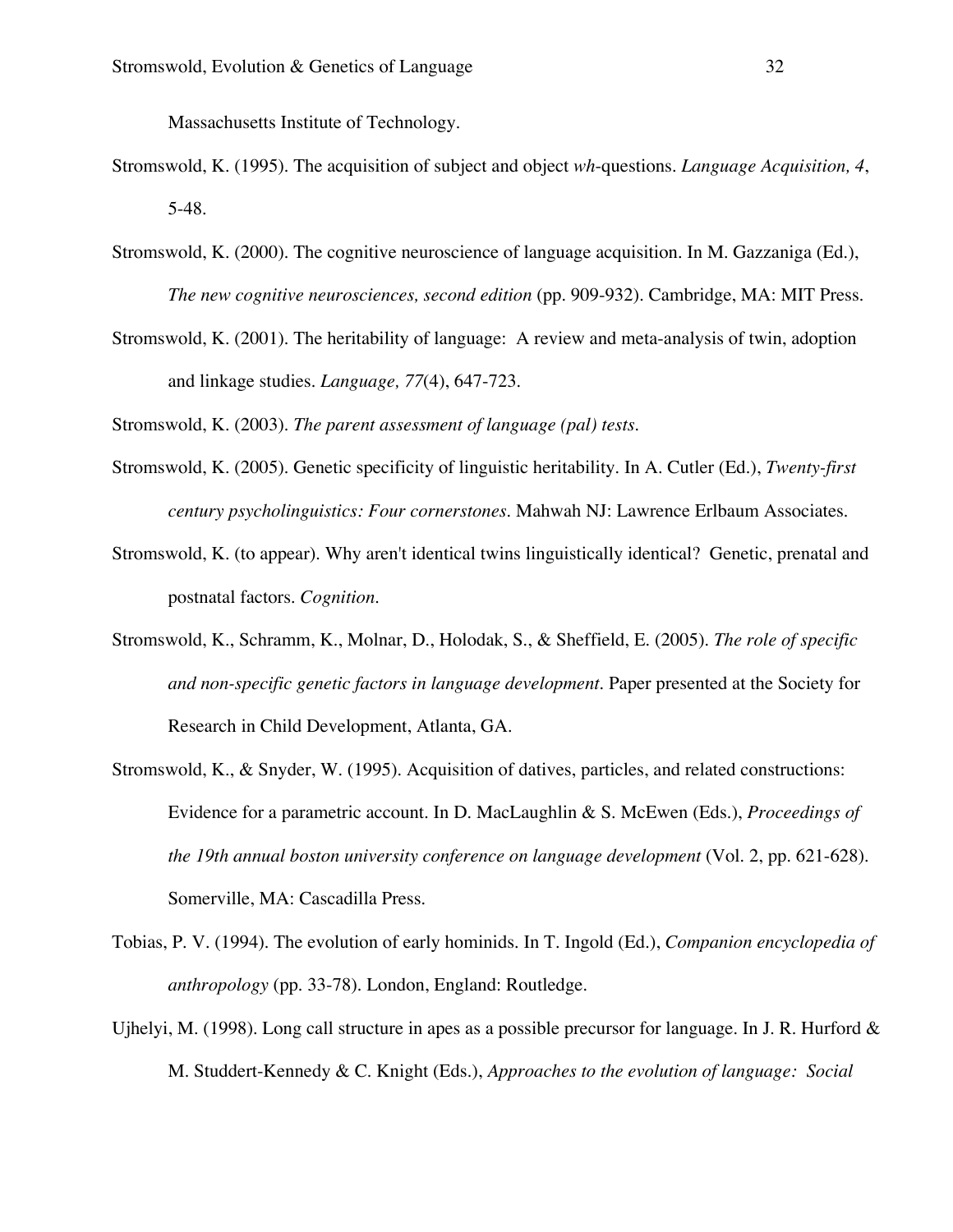Massachusetts Institute of Technology.

Stromswold, K. (1995). The acquisition of subject and object *wh*-questions. *Language Acquisition, 4*, 5-48.

Stromswold, K. (2000). The cognitive neuroscience of language acquisition. In M. Gazzaniga (Ed.), *The new cognitive neurosciences, second edition* (pp. 909-932). Cambridge, MA: MIT Press.

Stromswold, K. (2001). The heritability of language: A review and meta-analysis of twin, adoption and linkage studies. *Language, 77*(4), 647-723.

Stromswold, K. (2003). *The parent assessment of language (pal) tests*.

Stromswold, K. (2005). Genetic specificity of linguistic heritability. In A. Cutler (Ed.), *Twenty-first century psycholinguistics: Four cornerstones*. Mahwah NJ: Lawrence Erlbaum Associates.

Stromswold, K. (to appear). Why aren't identical twins linguistically identical? Genetic, prenatal and postnatal factors. *Cognition*.

Stromswold, K., Schramm, K., Molnar, D., Holodak, S., & Sheffield, E. (2005). *The role of specific and non-specific genetic factors in language development*. Paper presented at the Society for Research in Child Development, Atlanta, GA.

Stromswold, K., & Snyder, W. (1995). Acquisition of datives, particles, and related constructions: Evidence for a parametric account. In D. MacLaughlin & S. McEwen (Eds.), *Proceedings of the 19th annual boston university conference on language development* (Vol. 2, pp. 621-628). Somerville, MA: Cascadilla Press.

Tobias, P. V. (1994). The evolution of early hominids. In T. Ingold (Ed.), *Companion encyclopedia of anthropology* (pp. 33-78). London, England: Routledge.

Ujhelyi, M. (1998). Long call structure in apes as a possible precursor for language. In J. R. Hurford & M. Studdert-Kennedy & C. Knight (Eds.), *Approaches to the evolution of language: Social*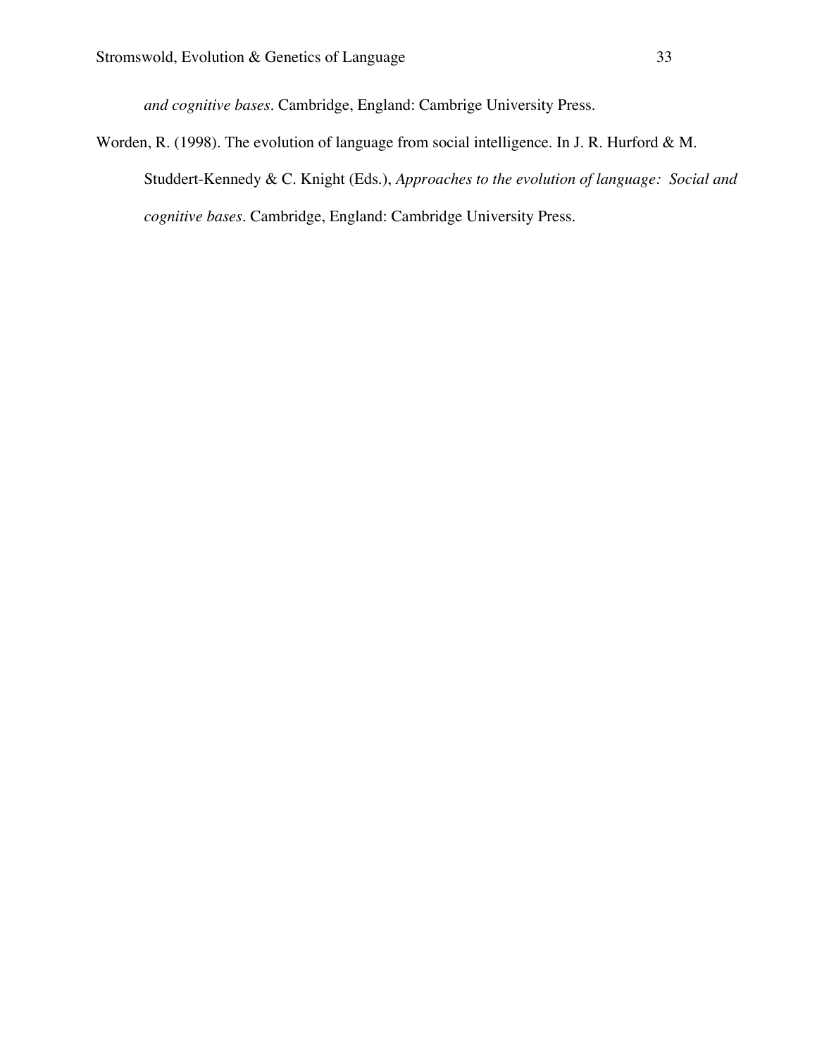*and cognitive bases*. Cambridge, England: Cambrige University Press.

Worden, R. (1998). The evolution of language from social intelligence. In J. R. Hurford & M. Studdert-Kennedy & C. Knight (Eds.), *Approaches to the evolution of language: Social and cognitive bases*. Cambridge, England: Cambridge University Press.